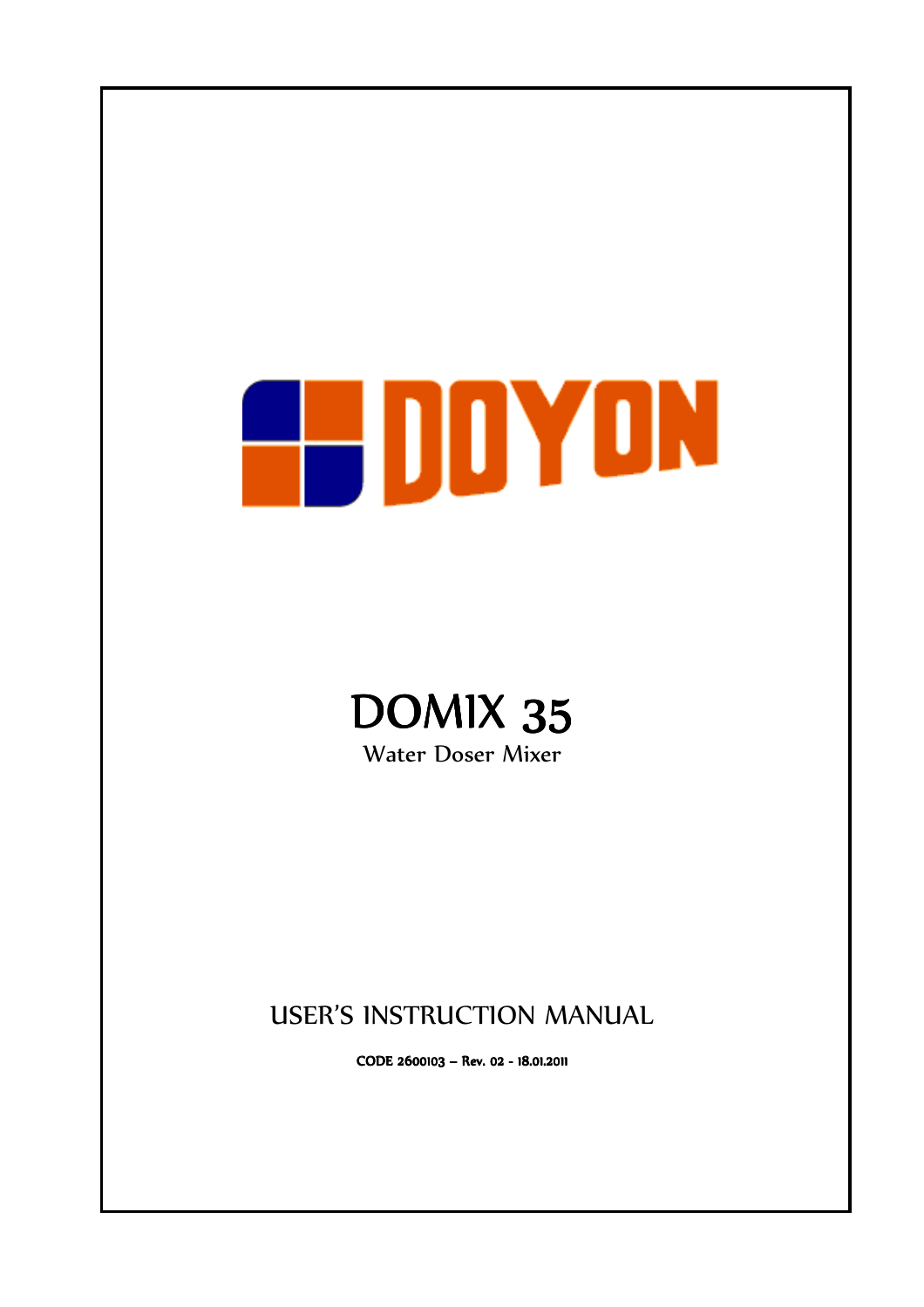# DOYON

# DOMIX 35

Water Doser Mixer

## USER'S INSTRUCTION MANUAL

**CODE 2600103 – Rev. 02 - 18.01.2011**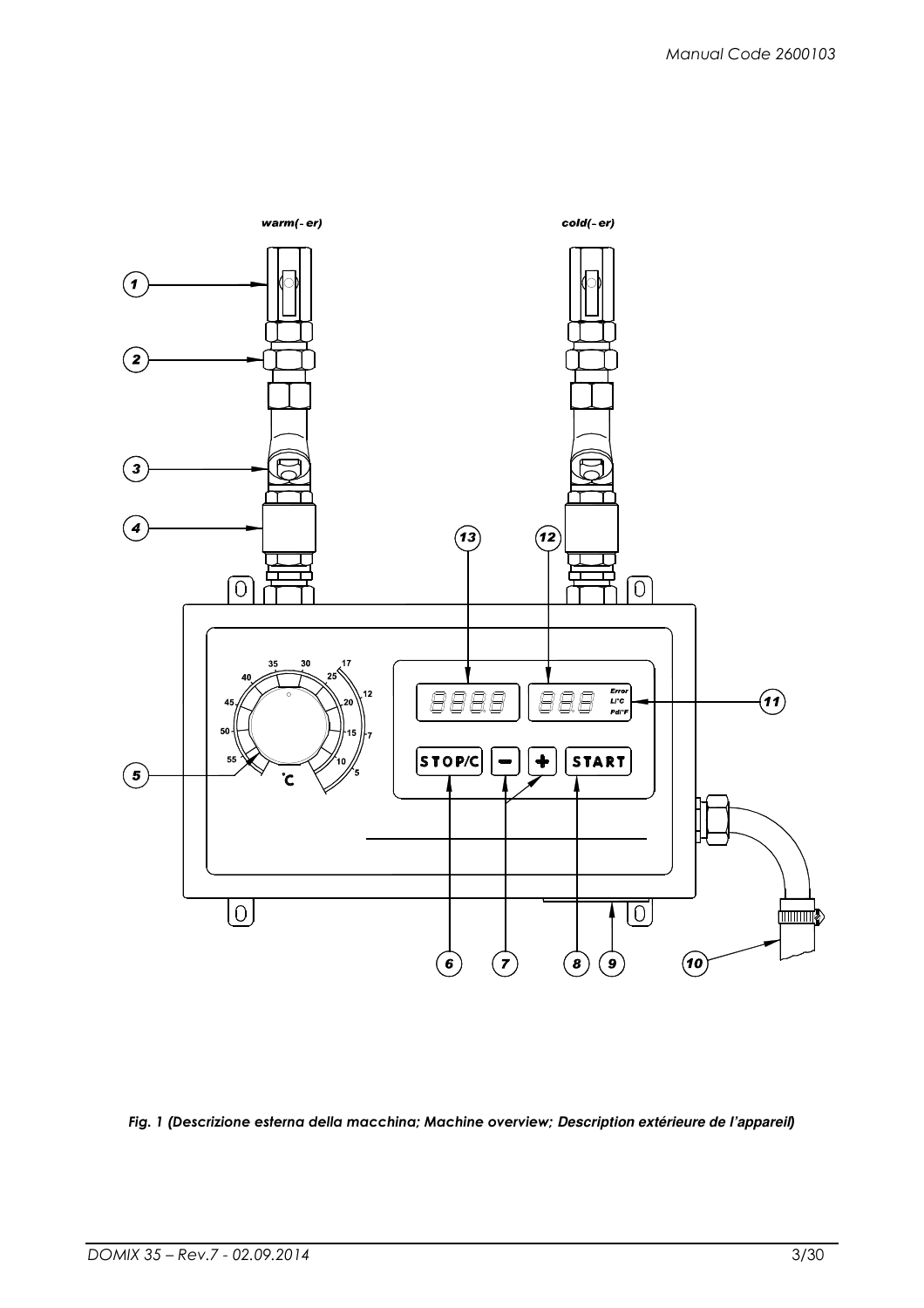warm(-er)

cold(-er)

*Fig. 1 (Descrizione esterna della macchina; Machine overview; Description extérieure de l'appareil)*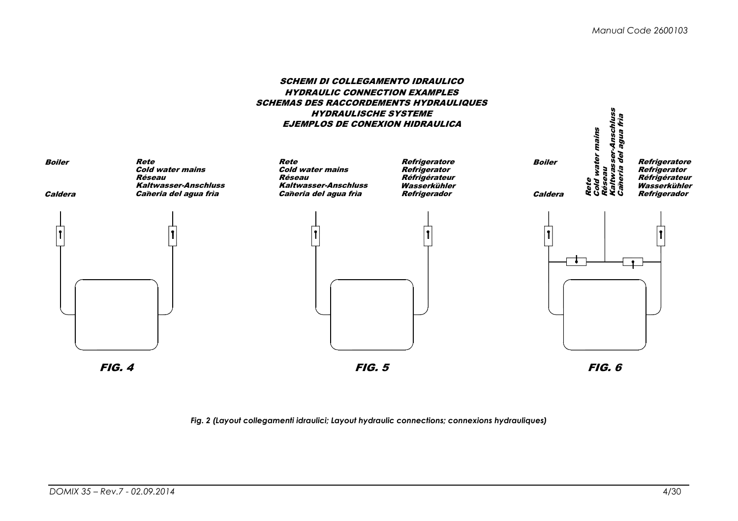## SCHEMI DI COLLEGAMENTO IDRAULICO
## HYDRAULIC CONNECTION EXAMPLES
## SCHEMAS DES RACCORDEMENTS HYDRAULIQUES
## HYDRAULISCHE SYSTEME
## EJEMPLOS DE CONEXION HIDRAULICA

**Boiler**
**Caldera**

**Rete**
**Cold water mains**
**Réseau**
**Kaltwasser-Anschluss**
**Cañeria del agua fria**

**FIG. 4**

**Rete**
**Cold water mains**
**Réseau**
**Kaltwasser-Anschluss**
**Cañeria del agua fria**

**Refrigeratore**
**Refrigerator**
**Réfrigérateur**
**Wasserkühler**
**Refrigerador**

**FIG. 5**

**Boiler**
**Caldera**

**Rete**
**Cold water mains**
**Réseau**
**Kaltwasser-Anschluss**
**Cañeria del agua fria**

**Refrigeratore**
**Refrigerator**
**Réfrigérateur**
**Wasserkühler**
**Refrigerador**

**FIG. 6**

*Fig. 2 (Layout collegamenti idraulici; Layout hydraulic connections; connexions hydrauliques)*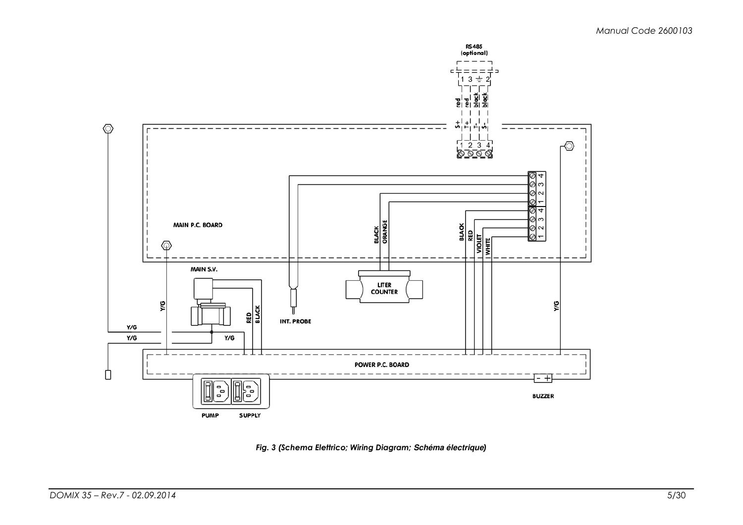*Fig. 3 (Schema Elettrico; Wiring Diagram; Schéma électrique)*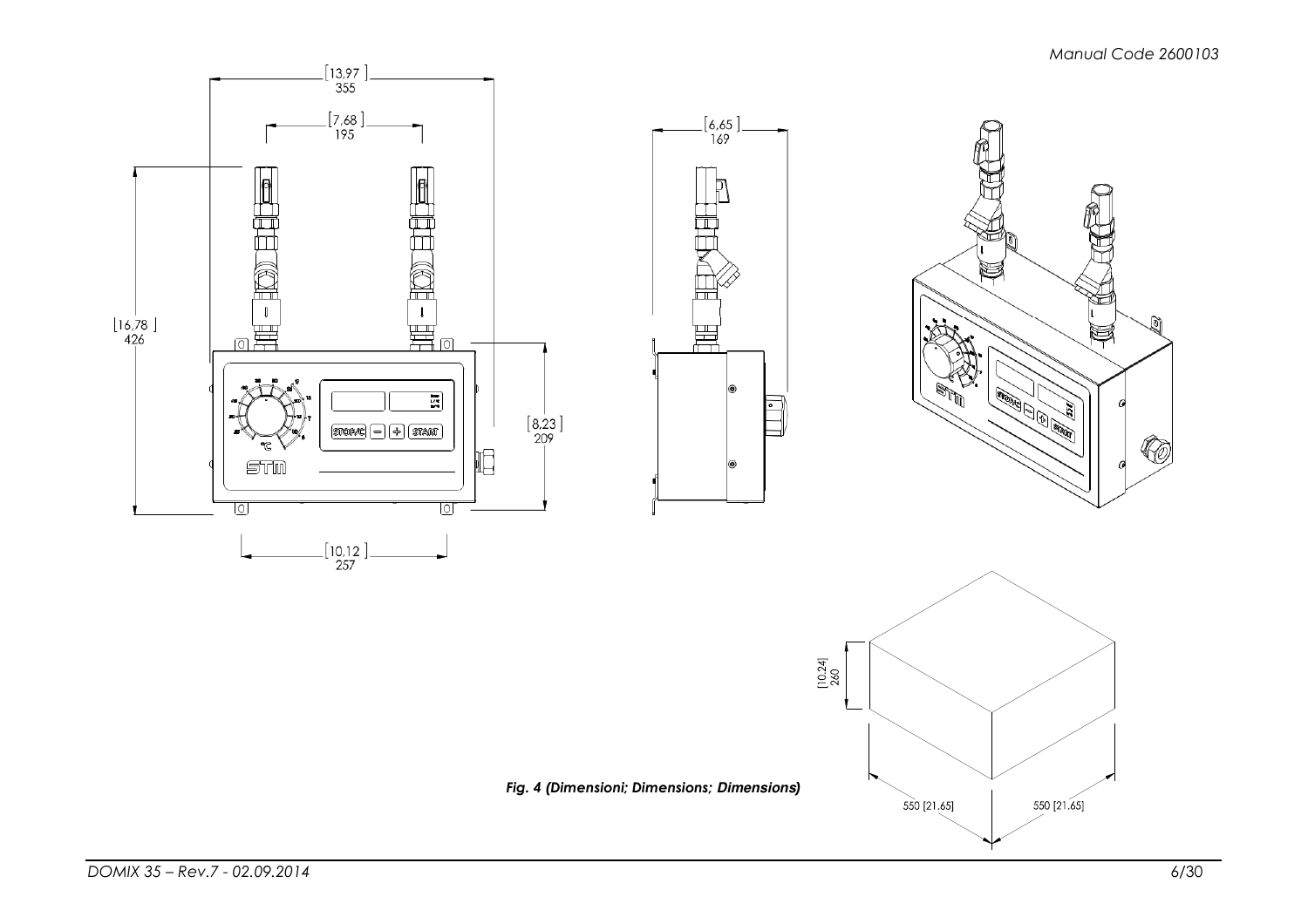*Fig. 4 (Dimensioni; Dimensions; Dimensions)*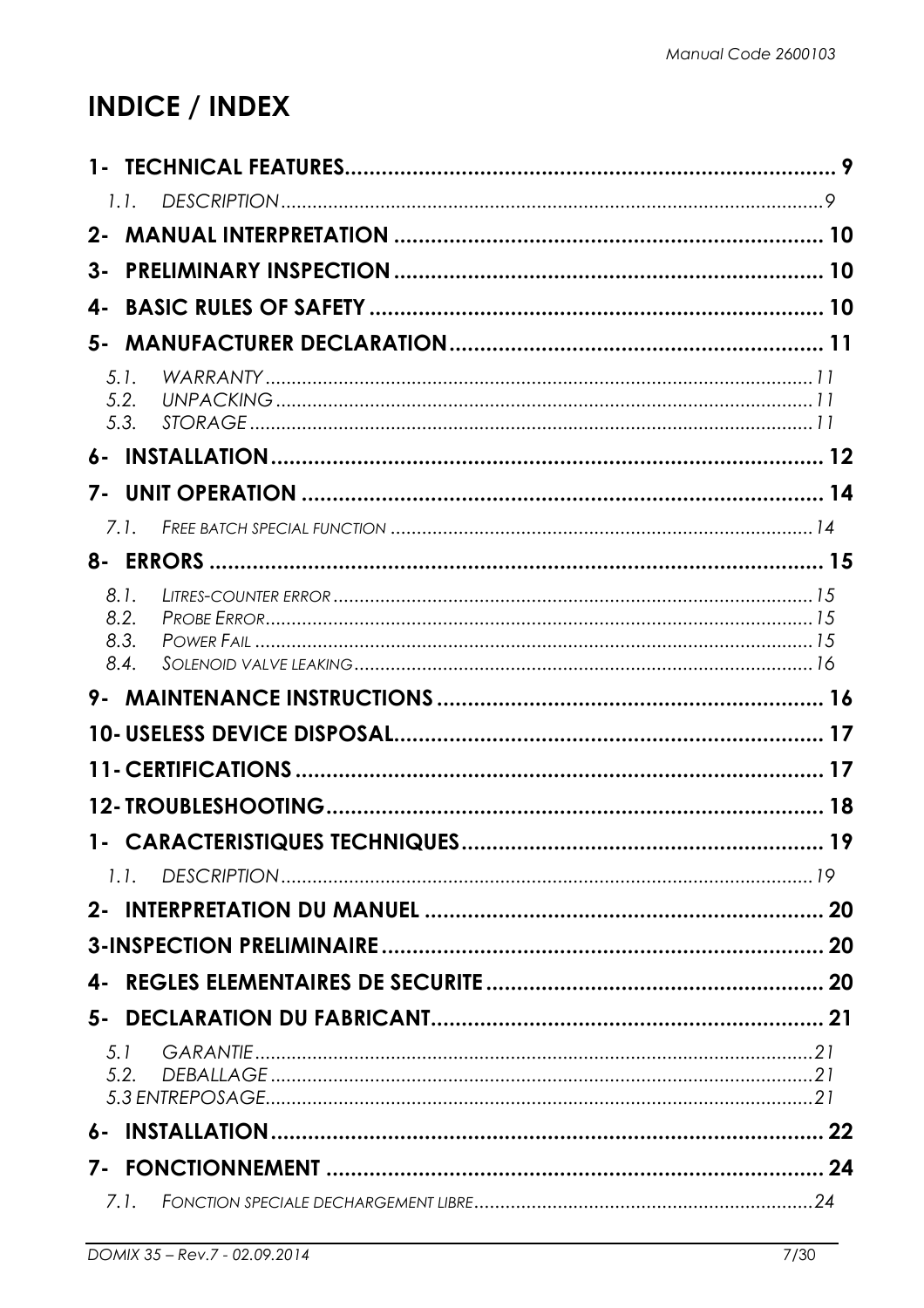# INDICE / INDEX

**1- TECHNICAL FEATURES ............ 9**

- *1.1. DESCRIPTION ............ 9*

**2- MANUAL INTERPRETATION ............ 10**

**3- PRELIMINARY INSPECTION ............ 10**

**4- BASIC RULES OF SAFETY ............ 10**

**5- MANUFACTURER DECLARATION ............ 11**

- *5.1. WARRANTY ............ 11*
- *5.2. UNPACKING ............ 11*
- *5.3. STORAGE ............ 11*

**6- INSTALLATION ............ 12**

**7- UNIT OPERATION ............ 14**

- *7.1. FREE BATCH SPECIAL FUNCTION ............ 14*

**8- ERRORS ............ 15**

- *8.1. LITRES-COUNTER ERROR ............ 15*
- *8.2. PROBE ERROR ............ 15*
- *8.3. POWER FAIL ............ 15*
- *8.4. SOLENOID VALVE LEAKING ............ 16*

**9- MAINTENANCE INSTRUCTIONS ............ 16**

**10- USELESS DEVICE DISPOSAL ............ 17**

**11- CERTIFICATIONS ............ 17**

**12- TROUBLESHOOTING ............ 18**

**1- CARACTERISTIQUES TECHNIQUES ............ 19**

- *1.1. DESCRIPTION ............ 19*

**2- INTERPRETATION DU MANUEL ............ 20**

**3-INSPECTION PRELIMINAIRE ............ 20**

**4- REGLES ELEMENTAIRES DE SECURITE ............ 20**

**5- DECLARATION DU FABRICANT ............ 21**

- *5.1 GARANTIE ............ 21*
- *5.2. DEBALLAGE ............ 21*
- *5.3 ENTREPOSAGE ............ 21*

**6- INSTALLATION ............ 22**

**7- FONCTIONNEMENT ............ 24**

- *7.1. FONCTION SPECIALE DECHARGEMENT LIBRE ............ 24*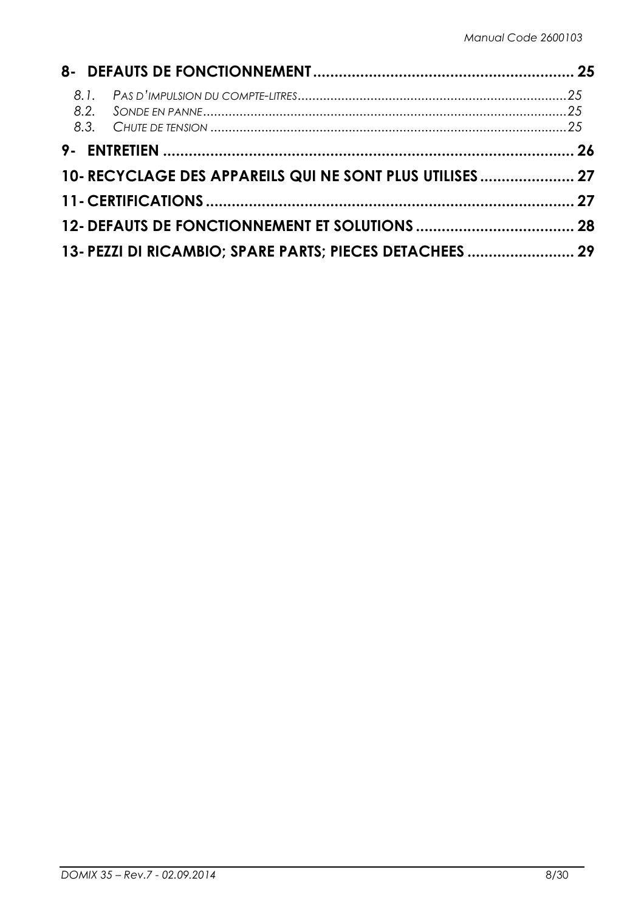**8- DEFAUTS DE FONCTIONNEMENT ............................................................. 25**

*8.1. PAS D'IMPULSION DU COMPTE-LITRES ........................................................................ 25*
*8.2. SONDE EN PANNE ................................................................................................. 25*
*8.3. CHUTE DE TENSION ............................................................................................... 25*

**9- ENTRETIEN ................................................................................................ 26**

**10- RECYCLAGE DES APPAREILS QUI NE SONT PLUS UTILISES ...................... 27**

**11- CERTIFICATIONS ...................................................................................... 27**

**12- DEFAUTS DE FONCTIONNEMENT ET SOLUTIONS ..................................... 28**

**13- PEZZI DI RICAMBIO; SPARE PARTS; PIECES DETACHEES ......................... 29**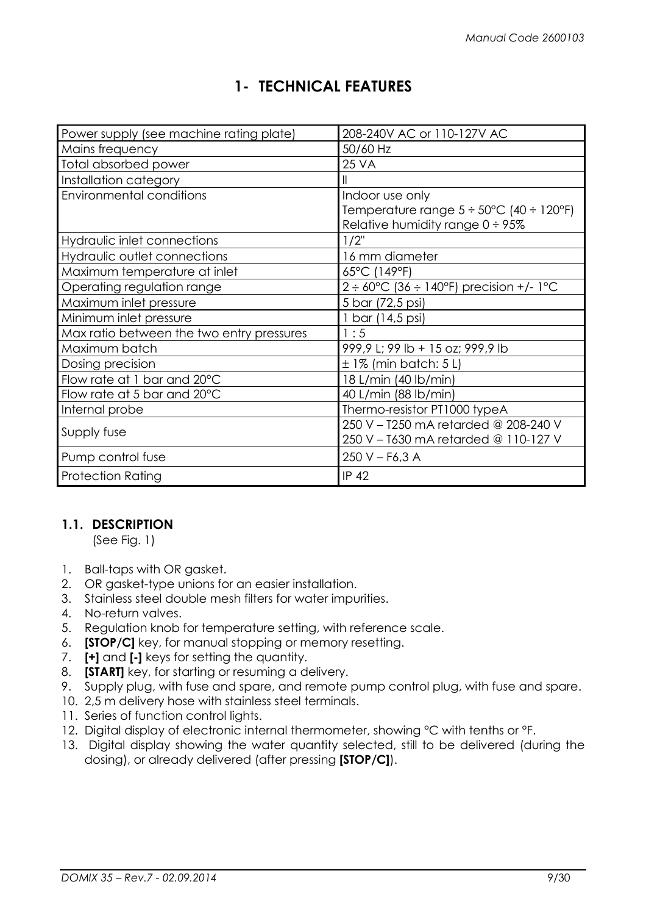# 1- TECHNICAL FEATURES

| | |
|---|---|
| Power supply (see machine rating plate) | 208-240V AC or 110-127V AC |
| Mains frequency | 50/60 Hz |
| Total absorbed power | 25 VA |
| Installation category | II |
| Environmental conditions | Indoor use only<br>Temperature range 5 ÷ 50°C (40 ÷ 120°F)<br>Relative humidity range 0 ÷ 95% |
| Hydraulic inlet connections | 1/2" |
| Hydraulic outlet connections | 16 mm diameter |
| Maximum temperature at inlet | 65°C (149°F) |
| Operating regulation range | 2 ÷ 60°C (36 ÷ 140°F) precision +/- 1°C |
| Maximum inlet pressure | 5 bar (72,5 psi) |
| Minimum inlet pressure | 1 bar (14,5 psi) |
| Max ratio between the two entry pressures | 1 : 5 |
| Maximum batch | 999,9 L; 99 lb + 15 oz; 999,9 lb |
| Dosing precision | ± 1% (min batch: 5 L) |
| Flow rate at 1 bar and 20°C | 18 L/min (40 lb/min) |
| Flow rate at 5 bar and 20°C | 40 L/min (88 lb/min) |
| Internal probe | Thermo-resistor PT1000 typeA |
| Supply fuse | 250 V – T250 mA retarded @ 208-240 V<br>250 V – T630 mA retarded @ 110-127 V |
| Pump control fuse | 250 V – F6,3 A |
| Protection Rating | IP 42 |

## 1.1. DESCRIPTION

(See Fig. 1)

1. Ball-taps with OR gasket.
2. OR gasket-type unions for an easier installation.
3. Stainless steel double mesh filters for water impurities.
4. No-return valves.
5. Regulation knob for temperature setting, with reference scale.
6. **[STOP/C]** key, for manual stopping or memory resetting.
7. **[+]** and **[-]** keys for setting the quantity.
8. **[START]** key, for starting or resuming a delivery.
9. Supply plug, with fuse and spare, and remote pump control plug, with fuse and spare.
10. 2,5 m delivery hose with stainless steel terminals.
11. Series of function control lights.
12. Digital display of electronic internal thermometer, showing °C with tenths or °F.
13. Digital display showing the water quantity selected, still to be delivered (during the dosing), or already delivered (after pressing **[STOP/C]**).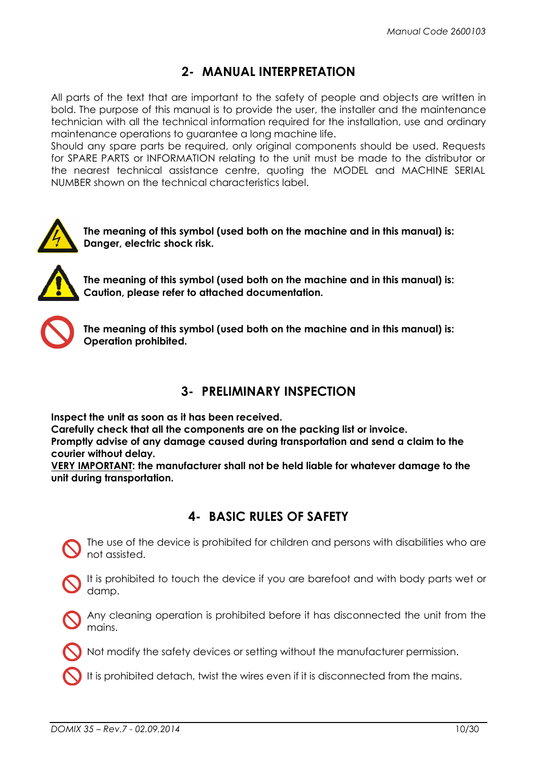## 2- MANUAL INTERPRETATION

All parts of the text that are important to the safety of people and objects are written in bold. The purpose of this manual is to provide the user, the installer and the maintenance technician with all the technical information required for the installation, use and ordinary maintenance operations to guarantee a long machine life.
Should any spare parts be required, only original components should be used. Requests for SPARE PARTS or INFORMATION relating to the unit must be made to the distributor or the nearest technical assistance centre, quoting the MODEL and MACHINE SERIAL NUMBER shown on the technical characteristics label.

**The meaning of this symbol (used both on the machine and in this manual) is: Danger, electric shock risk.**

**The meaning of this symbol (used both on the machine and in this manual) is: Caution, please refer to attached documentation.**

**The meaning of this symbol (used both on the machine and in this manual) is: Operation prohibited.**

## 3- PRELIMINARY INSPECTION

**Inspect the unit as soon as it has been received.**
**Carefully check that all the components are on the packing list or invoice.**
**Promptly advise of any damage caused during transportation and send a claim to the courier without delay.**
**<u>VERY IMPORTANT</u>: the manufacturer shall not be held liable for whatever damage to the unit during transportation.**

## 4- BASIC RULES OF SAFETY

- The use of the device is prohibited for children and persons with disabilities who are not assisted.
- It is prohibited to touch the device if you are barefoot and with body parts wet or damp.
- Any cleaning operation is prohibited before it has disconnected the unit from the mains.
- Not modify the safety devices or setting without the manufacturer permission.
- It is prohibited detach, twist the wires even if it is disconnected from the mains.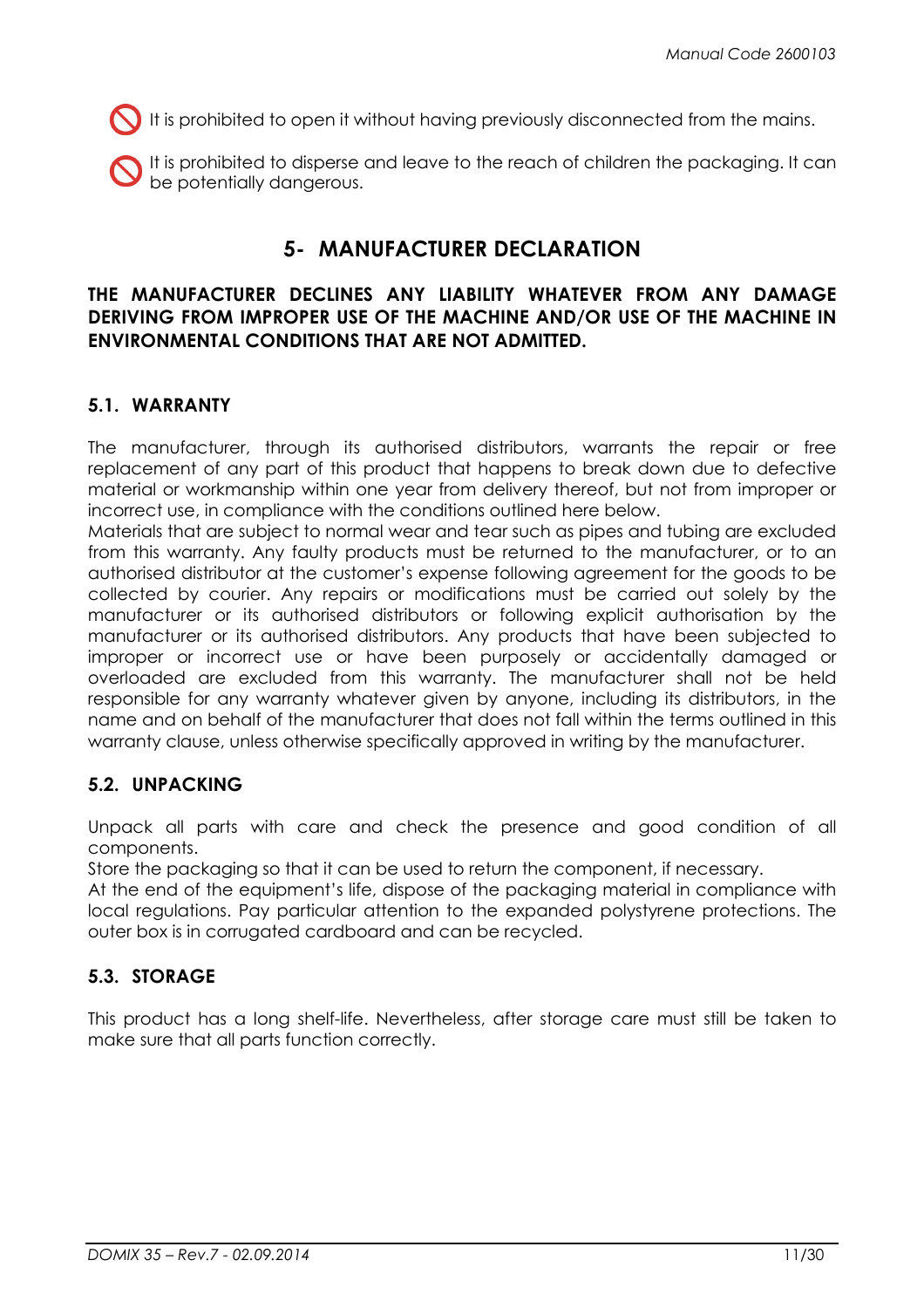It is prohibited to open it without having previously disconnected from the mains.

It is prohibited to disperse and leave to the reach of children the packaging. It can be potentially dangerous.

## 5- MANUFACTURER DECLARATION

**THE MANUFACTURER DECLINES ANY LIABILITY WHATEVER FROM ANY DAMAGE DERIVING FROM IMPROPER USE OF THE MACHINE AND/OR USE OF THE MACHINE IN ENVIRONMENTAL CONDITIONS THAT ARE NOT ADMITTED.**

### 5.1. WARRANTY

The manufacturer, through its authorised distributors, warrants the repair or free replacement of any part of this product that happens to break down due to defective material or workmanship within one year from delivery thereof, but not from improper or incorrect use, in compliance with the conditions outlined here below.
Materials that are subject to normal wear and tear such as pipes and tubing are excluded from this warranty. Any faulty products must be returned to the manufacturer, or to an authorised distributor at the customer's expense following agreement for the goods to be collected by courier. Any repairs or modifications must be carried out solely by the manufacturer or its authorised distributors or following explicit authorisation by the manufacturer or its authorised distributors. Any products that have been subjected to improper or incorrect use or have been purposely or accidentally damaged or overloaded are excluded from this warranty. The manufacturer shall not be held responsible for any warranty whatever given by anyone, including its distributors, in the name and on behalf of the manufacturer that does not fall within the terms outlined in this warranty clause, unless otherwise specifically approved in writing by the manufacturer.

### 5.2. UNPACKING

Unpack all parts with care and check the presence and good condition of all components.
Store the packaging so that it can be used to return the component, if necessary.
At the end of the equipment's life, dispose of the packaging material in compliance with local regulations. Pay particular attention to the expanded polystyrene protections. The outer box is in corrugated cardboard and can be recycled.

### 5.3. STORAGE

This product has a long shelf-life. Nevertheless, after storage care must still be taken to make sure that all parts function correctly.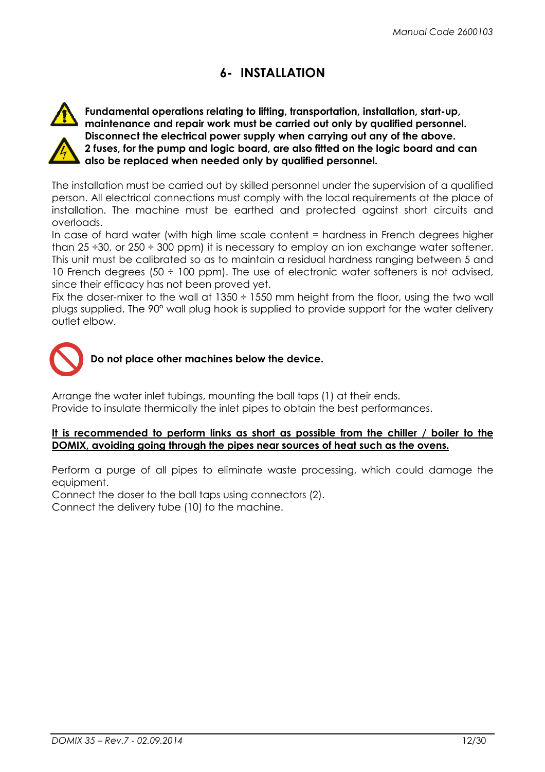# 6- INSTALLATION

**Fundamental operations relating to lifting, transportation, installation, start-up, maintenance and repair work must be carried out only by qualified personnel. Disconnect the electrical power supply when carrying out any of the above. 2 fuses, for the pump and logic board, are also fitted on the logic board and can also be replaced when needed only by qualified personnel.**

The installation must be carried out by skilled personnel under the supervision of a qualified person. All electrical connections must comply with the local requirements at the place of installation. The machine must be earthed and protected against short circuits and overloads.

In case of hard water (with high lime scale content = hardness in French degrees higher than 25 ÷30, or 250 ÷ 300 ppm) it is necessary to employ an ion exchange water softener. This unit must be calibrated so as to maintain a residual hardness ranging between 5 and 10 French degrees (50 ÷ 100 ppm). The use of electronic water softeners is not advised, since their efficacy has not been proved yet.

Fix the doser-mixer to the wall at 1350 ÷ 1550 mm height from the floor, using the two wall plugs supplied. The 90° wall plug hook is supplied to provide support for the water delivery outlet elbow.

**Do not place other machines below the device.**

Arrange the water inlet tubings, mounting the ball taps (1) at their ends.
Provide to insulate thermically the inlet pipes to obtain the best performances.

<u>**It is recommended to perform links as short as possible from the chiller / boiler to the DOMIX, avoiding going through the pipes near sources of heat such as the ovens.**</u>

Perform a purge of all pipes to eliminate waste processing, which could damage the equipment.
Connect the doser to the ball taps using connectors (2).
Connect the delivery tube (10) to the machine.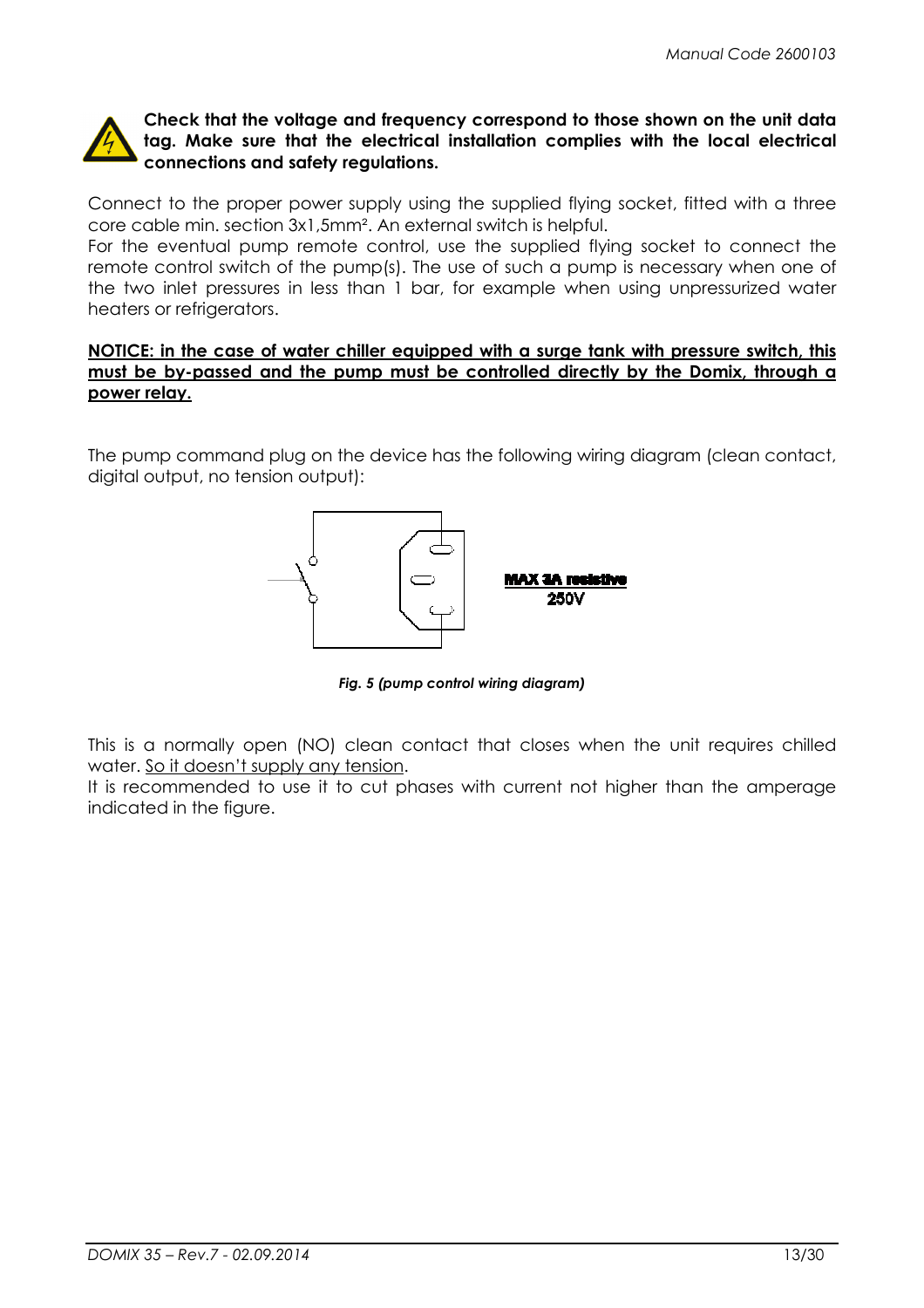**Check that the voltage and frequency correspond to those shown on the unit data tag. Make sure that the electrical installation complies with the local electrical connections and safety regulations.**

Connect to the proper power supply using the supplied flying socket, fitted with a three core cable min. section 3x1,5mm². An external switch is helpful.
For the eventual pump remote control, use the supplied flying socket to connect the remote control switch of the pump(s). The use of such a pump is necessary when one of the two inlet pressures in less than 1 bar, for example when using unpressurized water heaters or refrigerators.

**NOTICE: in the case of water chiller equipped with a surge tank with pressure switch, this must be by-passed and the pump must be controlled directly by the Domix, through a power relay.**

The pump command plug on the device has the following wiring diagram (clean contact, digital output, no tension output):

MAX 3A resistive
250V

*Fig. 5 (pump control wiring diagram)*

This is a normally open (NO) clean contact that closes when the unit requires chilled water. So it doesn't supply any tension.
It is recommended to use it to cut phases with current not higher than the amperage indicated in the figure.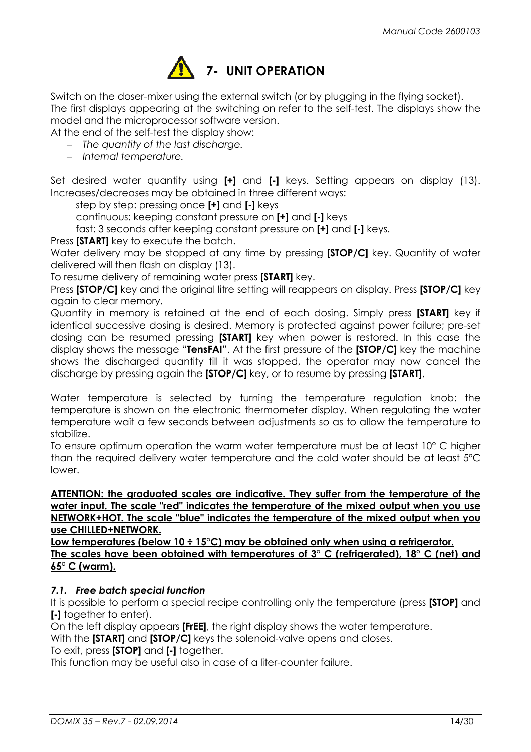# 7- UNIT OPERATION

Switch on the doser-mixer using the external switch (or by plugging in the flying socket).
The first displays appearing at the switching on refer to the self-test. The displays show the model and the microprocessor software version.
At the end of the self-test the display show:

- *The quantity of the last discharge.*
- *Internal temperature.*

Set desired water quantity using **[+]** and **[-]** keys. Setting appears on display (13). Increases/decreases may be obtained in three different ways:

step by step: pressing once **[+]** and **[-]** keys
continuous: keeping constant pressure on **[+]** and **[-]** keys
fast: 3 seconds after keeping constant pressure on **[+]** and **[-]** keys.

Press **[START]** key to execute the batch.
Water delivery may be stopped at any time by pressing **[STOP/C]** key. Quantity of water delivered will then flash on display (13).
To resume delivery of remaining water press **[START]** key.
Press **[STOP/C]** key and the original litre setting will reappear on display. Press **[STOP/C]** key again to clear memory.
Quantity in memory is retained at the end of each dosing. Simply press **[START]** key if identical successive dosing is desired. Memory is protected against power failure; pre-set dosing can be resumed pressing **[START]** key when power is restored. In this case the display shows the message "**TensFAI**". At the first pressure of the **[STOP/C]** key the machine shows the discharged quantity till it was stopped, the operator may now cancel the discharge by pressing again the **[STOP/C]** key, or to resume by pressing **[START]**.

Water temperature is selected by turning the temperature regulation knob: the temperature is shown on the electronic thermometer display. When regulating the water temperature wait a few seconds between adjustments so as to allow the temperature to stabilize.
To ensure optimum operation the warm water temperature must be at least 10° C higher than the required delivery water temperature and the cold water should be at least 5°C lower.

**ATTENTION: the graduated scales are indicative. They suffer from the temperature of the water input. The scale "red" indicates the temperature of the mixed output when you use NETWORK+HOT. The scale "blue" indicates the temperature of the mixed output when you use CHILLED+NETWORK.**
**Low temperatures (below 10 ÷ 15°C) may be obtained only when using a refrigerator.**
**The scales have been obtained with temperatures of 3° C (refrigerated), 18° C (net) and 65° C (warm).**

### *7.1. Free batch special function*

It is possible to perform a special recipe controlling only the temperature (press **[STOP]** and **[-]** together to enter).
On the left display appears **[FrEE]**, the right display shows the water temperature.
With the **[START]** and **[STOP/C]** keys the solenoid-valve opens and closes.
To exit, press **[STOP]** and **[-]** together.
This function may be useful also in case of a liter-counter failure.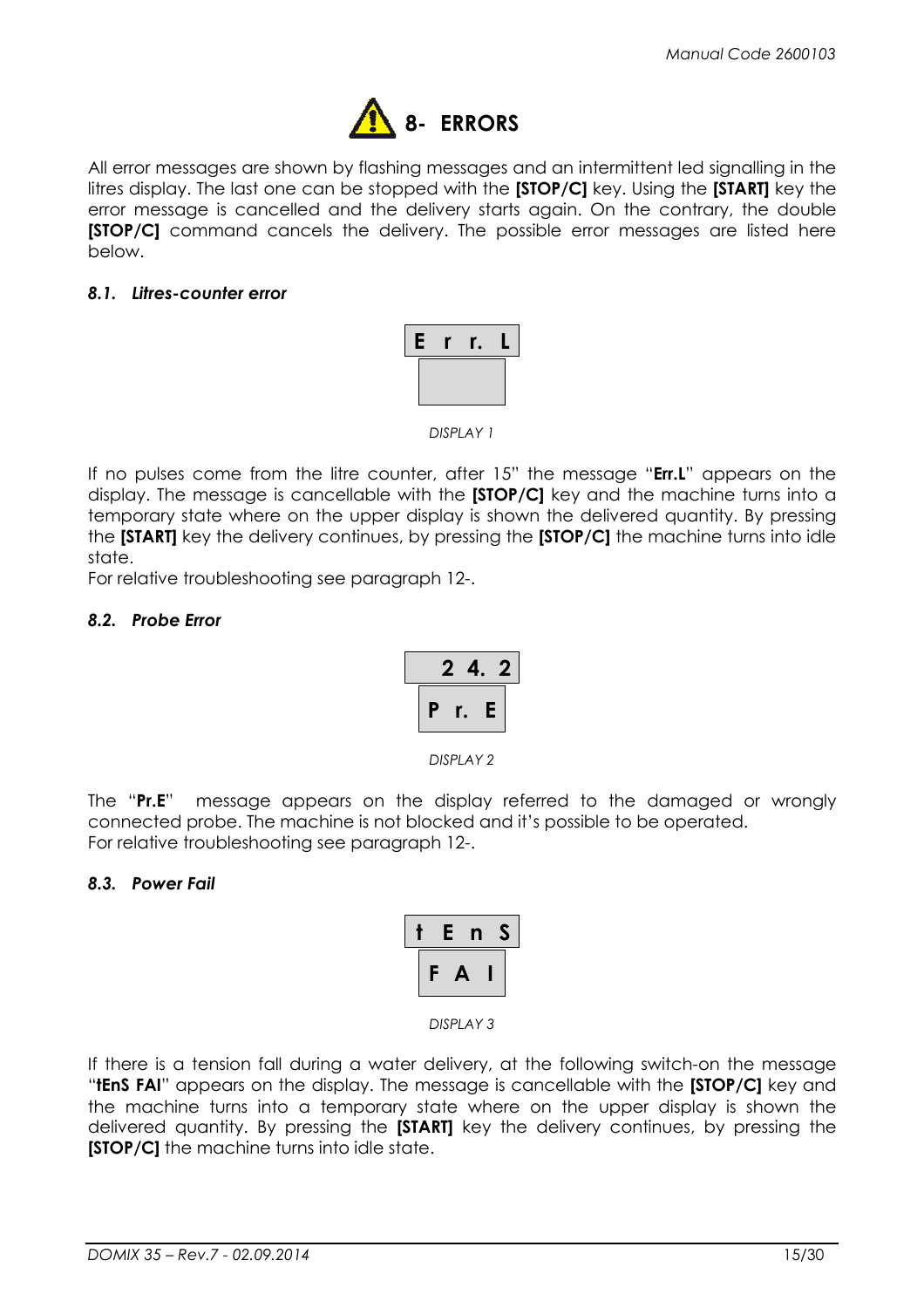# 8- ERRORS

All error messages are shown by flashing messages and an intermittent led signalling in the litres display. The last one can be stopped with the **[STOP/C]** key. Using the **[START]** key the error message is cancelled and the delivery starts again. On the contrary, the double **[STOP/C]** command cancels the delivery. The possible error messages are listed here below.

### *8.1. Litres-counter error*

| E r r. L |
| --- |
| |

*DISPLAY 1*

If no pulses come from the litre counter, after 15" the message "**Err.L**" appears on the display. The message is cancellable with the **[STOP/C]** key and the machine turns into a temporary state where on the upper display is shown the delivered quantity. By pressing the **[START]** key the delivery continues, by pressing the **[STOP/C]** the machine turns into idle state.
For relative troubleshooting see paragraph 12-.

### *8.2. Probe Error*

| 2 4. 2 |
| --- |
| P r. E |

*DISPLAY 2*

The "**Pr.E**" message appears on the display referred to the damaged or wrongly connected probe. The machine is not blocked and it's possible to be operated.
For relative troubleshooting see paragraph 12-.

### *8.3. Power Fail*

| t E n S |
| --- |
| F A I |

*DISPLAY 3*

If there is a tension fall during a water delivery, at the following switch-on the message "**tEnS FAI**" appears on the display. The message is cancellable with the **[STOP/C]** key and the machine turns into a temporary state where on the upper display is shown the delivered quantity. By pressing the **[START]** key the delivery continues, by pressing the **[STOP/C]** the machine turns into idle state.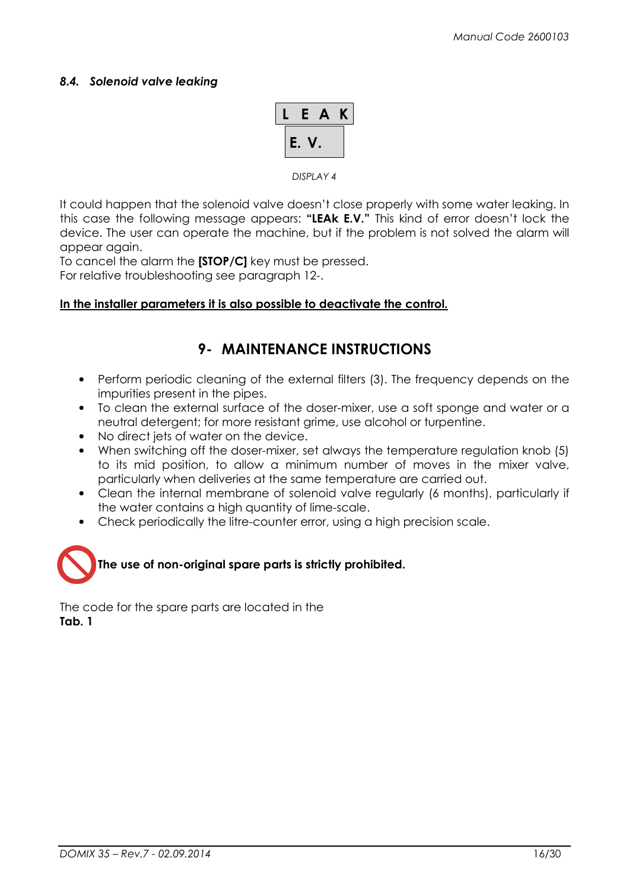### *8.4. Solenoid valve leaking*

| L E A K |
|---|
| E. V. |

*DISPLAY 4*

It could happen that the solenoid valve doesn't close properly with some water leaking. In this case the following message appears: **"LEAk E.V."** This kind of error doesn't lock the device. The user can operate the machine, but if the problem is not solved the alarm will appear again.
To cancel the alarm the **[STOP/C]** key must be pressed.
For relative troubleshooting see paragraph 12-.

<u>**In the installer parameters it is also possible to deactivate the control.**</u>

## 9- MAINTENANCE INSTRUCTIONS

- Perform periodic cleaning of the external filters (3). The frequency depends on the impurities present in the pipes.
- To clean the external surface of the doser-mixer, use a soft sponge and water or a neutral detergent; for more resistant grime, use alcohol or turpentine.
- No direct jets of water on the device.
- When switching off the doser-mixer, set always the temperature regulation knob (5) to its mid position, to allow a minimum number of moves in the mixer valve, particularly when deliveries at the same temperature are carried out.
- Clean the internal membrane of solenoid valve regularly (6 months), particularly if the water contains a high quantity of lime-scale.
- Check periodically the litre-counter error, using a high precision scale.

**The use of non-original spare parts is strictly prohibited.**

The code for the spare parts are located in the
**Tab. 1**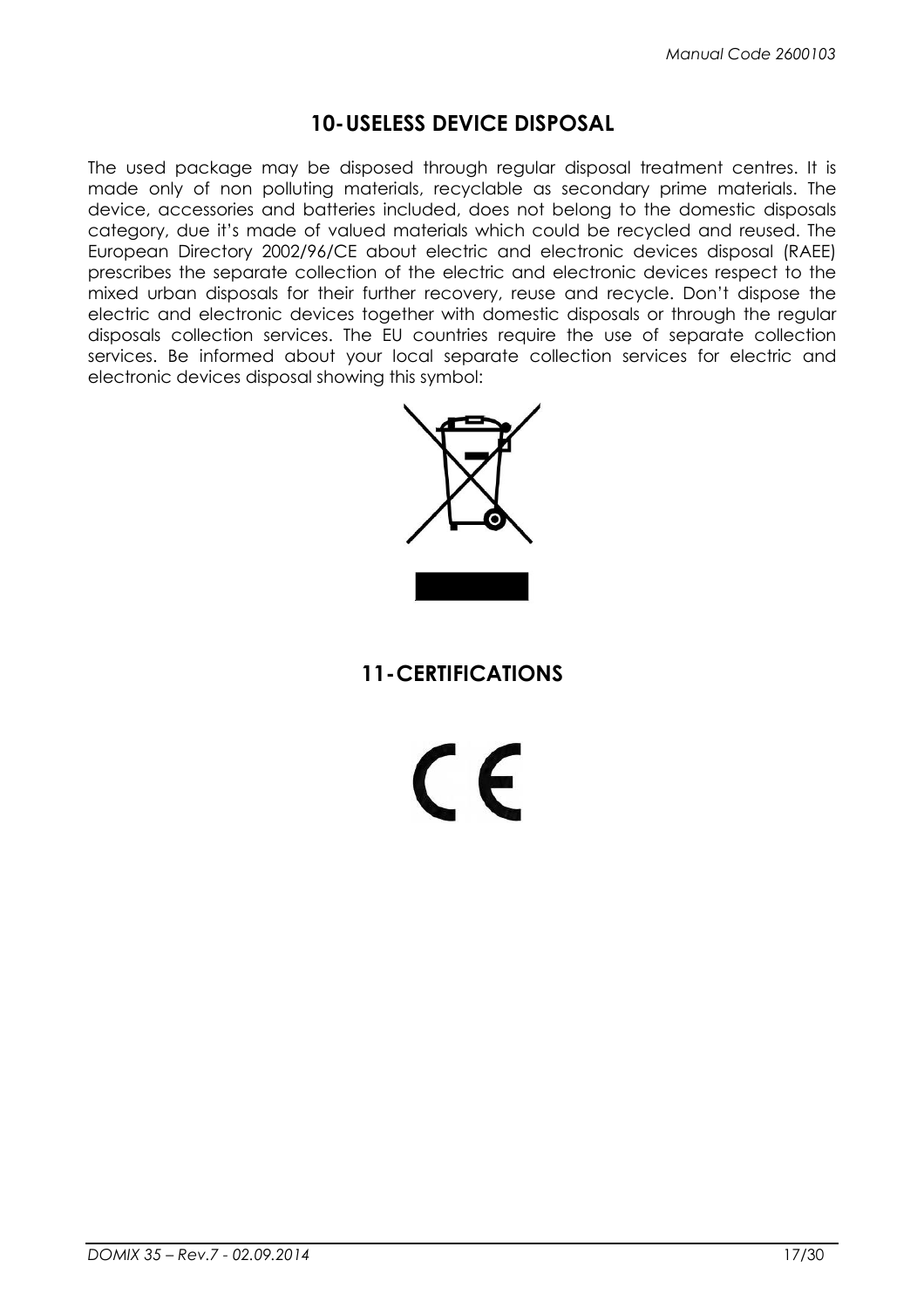## 10- USELESS DEVICE DISPOSAL

The used package may be disposed through regular disposal treatment centres. It is made only of non polluting materials, recyclable as secondary prime materials. The device, accessories and batteries included, does not belong to the domestic disposals category, due it's made of valued materials which could be recycled and reused. The European Directory 2002/96/CE about electric and electronic devices disposal (RAEE) prescribes the separate collection of the electric and electronic devices respect to the mixed urban disposals for their further recovery, reuse and recycle. Don't dispose the electric and electronic devices together with domestic disposals or through the regular disposals collection services. The EU countries require the use of separate collection services. Be informed about your local separate collection services for electric and electronic devices disposal showing this symbol:

## 11- CERTIFICATIONS

CE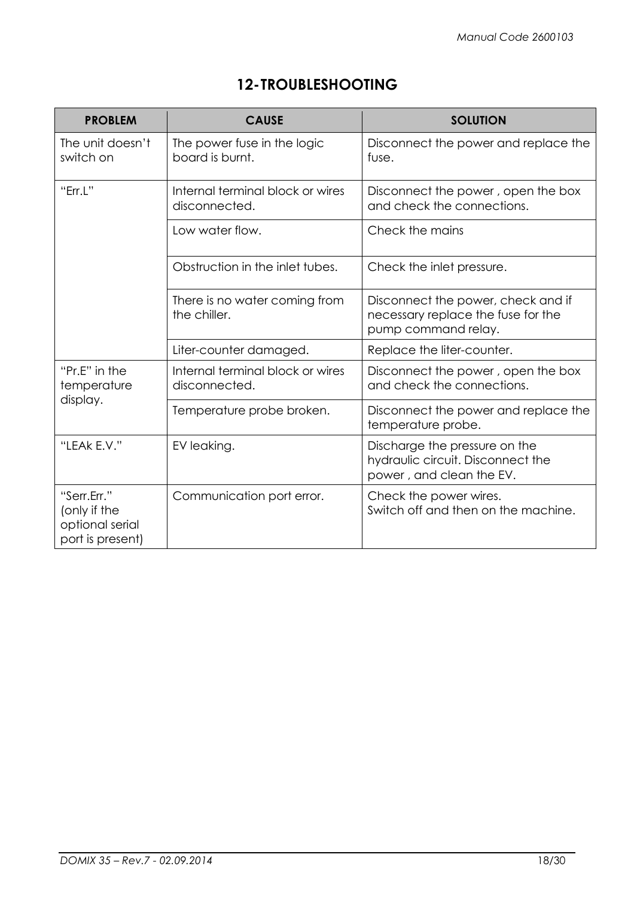# 12-TROUBLESHOOTING

| PROBLEM | CAUSE | SOLUTION |
|---|---|---|
| The unit doesn't switch on | The power fuse in the logic board is burnt. | Disconnect the power and replace the fuse. |
| "Err.L" | Internal terminal block or wires disconnected. | Disconnect the power , open the box and check the connections. |
| | Low water flow. | Check the mains |
| | Obstruction in the inlet tubes. | Check the inlet pressure. |
| | There is no water coming from the chiller. | Disconnect the power, check and if necessary replace the fuse for the pump command relay. |
| | Liter-counter damaged. | Replace the liter-counter. |
| "Pr.E" in the temperature display. | Internal terminal block or wires disconnected. | Disconnect the power , open the box and check the connections. |
| | Temperature probe broken. | Disconnect the power and replace the temperature probe. |
| "LEAk E.V." | EV leaking. | Discharge the pressure on the hydraulic circuit. Disconnect the power , and clean the EV. |
| "Serr.Err." (only if the optional serial port is present) | Communication port error. | Check the power wires.<br>Switch off and then on the machine. |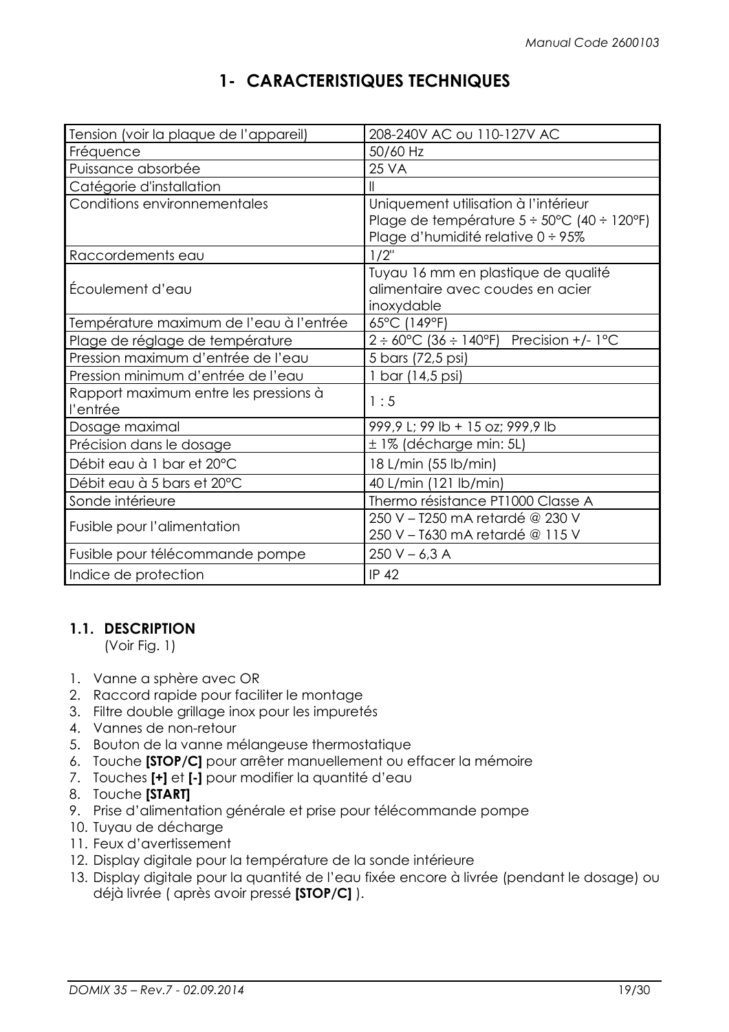# 1- CARACTERISTIQUES TECHNIQUES

| | |
|---|---|
| Tension (voir la plaque de l'appareil) | 208-240V AC ou 110-127V AC |
| Fréquence | 50/60 Hz |
| Puissance absorbée | 25 VA |
| Catégorie d'installation | II |
| Conditions environnementales | Uniquement utilisation à l'intérieur<br>Plage de température 5 ÷ 50°C (40 ÷ 120°F)<br>Plage d'humidité relative 0 ÷ 95% |
| Raccordements eau | 1/2" |
| Écoulement d'eau | Tuyau 16 mm en plastique de qualité alimentaire avec coudes en acier inoxydable |
| Température maximum de l'eau à l'entrée | 65°C (149°F) |
| Plage de réglage de température | 2 ÷ 60°C (36 ÷ 140°F)   Precision +/- 1°C |
| Pression maximum d'entrée de l'eau | 5 bars (72,5 psi) |
| Pression minimum d'entrée de l'eau | 1 bar (14,5 psi) |
| Rapport maximum entre les pressions à l'entrée | 1 : 5 |
| Dosage maximal | 999,9 L; 99 lb + 15 oz; 999,9 lb |
| Précision dans le dosage | ± 1% (décharge min: 5L) |
| Débit eau à 1 bar et 20°C | 18 L/min (55 lb/min) |
| Débit eau à 5 bars et 20°C | 40 L/min (121 lb/min) |
| Sonde intérieure | Thermo résistance PT1000 Classe A |
| Fusible pour l'alimentation | 250 V – T250 mA retardé @ 230 V<br>250 V – T630 mA retardé @ 115 V |
| Fusible pour télécommande pompe | 250 V – 6,3 A |
| Indice de protection | IP 42 |

## 1.1. DESCRIPTION

(Voir Fig. 1)

1. Vanne a sphère avec OR
2. Raccord rapide pour faciliter le montage
3. Filtre double grillage inox pour les impuretés
4. Vannes de non-retour
5. Bouton de la vanne mélangeuse thermostatique
6. Touche **[STOP/C]** pour arrêter manuellement ou effacer la mémoire
7. Touches **[+]** et **[-]** pour modifier la quantité d'eau
8. Touche **[START]**
9. Prise d'alimentation générale et prise pour télécommande pompe
10. Tuyau de décharge
11. Feux d'avertissement
12. Display digitale pour la température de la sonde intérieure
13. Display digitale pour la quantité de l'eau fixée encore à livrée (pendant le dosage) ou déjà livrée ( après avoir pressé **[STOP/C]** ).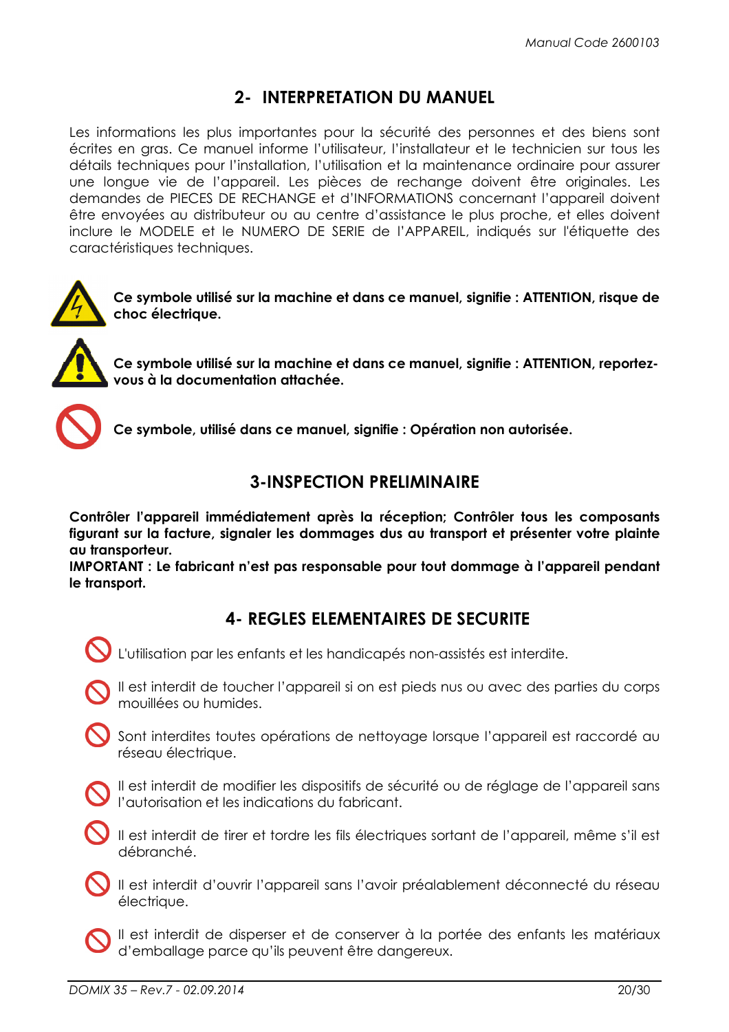## 2- INTERPRETATION DU MANUEL

Les informations les plus importantes pour la sécurité des personnes et des biens sont écrites en gras. Ce manuel informe l'utilisateur, l'installateur et le technicien sur tous les détails techniques pour l'installation, l'utilisation et la maintenance ordinaire pour assurer une longue vie de l'appareil. Les pièces de rechange doivent être originales. Les demandes de PIECES DE RECHANGE et d'INFORMATIONS concernant l'appareil doivent être envoyées au distributeur ou au centre d'assistance le plus proche, et elles doivent inclure le MODELE et le NUMERO DE SERIE de l'APPAREIL, indiqués sur l'étiquette des caractéristiques techniques.

**Ce symbole utilisé sur la machine et dans ce manuel, signifie : ATTENTION, risque de choc électrique.**

**Ce symbole utilisé sur la machine et dans ce manuel, signifie : ATTENTION, reportez-vous à la documentation attachée.**

**Ce symbole, utilisé dans ce manuel, signifie : Opération non autorisée.**

## 3-INSPECTION PRELIMINAIRE

**Contrôler l'appareil immédiatement après la réception; Contrôler tous les composants figurant sur la facture, signaler les dommages dus au transport et présenter votre plainte au transporteur.**
**IMPORTANT : Le fabricant n'est pas responsable pour tout dommage à l'appareil pendant le transport.**

## 4- REGLES ELEMENTAIRES DE SECURITE

- L'utilisation par les enfants et les handicapés non-assistés est interdite.
- Il est interdit de toucher l'appareil si on est pieds nus ou avec des parties du corps mouillées ou humides.
- Sont interdites toutes opérations de nettoyage lorsque l'appareil est raccordé au réseau électrique.
- Il est interdit de modifier les dispositifs de sécurité ou de réglage de l'appareil sans l'autorisation et les indications du fabricant.
- Il est interdit de tirer et tordre les fils électriques sortant de l'appareil, même s'il est débranché.
- Il est interdit d'ouvrir l'appareil sans l'avoir préalablement déconnecté du réseau électrique.
- Il est interdit de disperser et de conserver à la portée des enfants les matériaux d'emballage parce qu'ils peuvent être dangereux.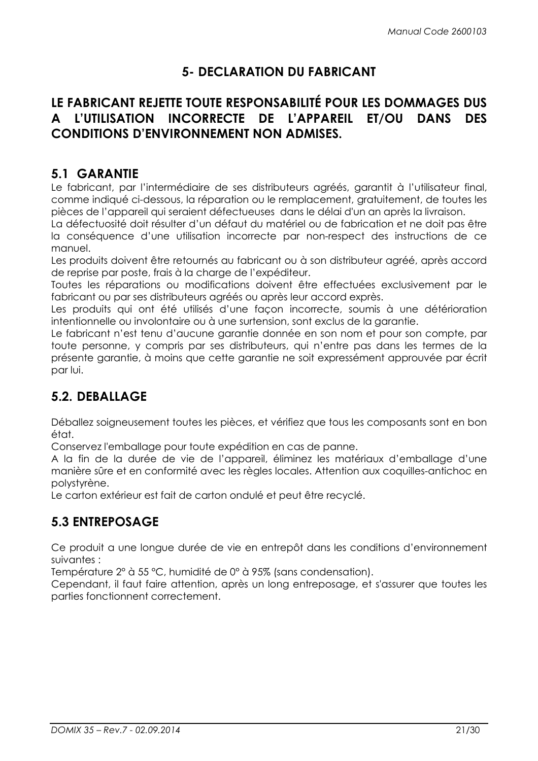## 5- DECLARATION DU FABRICANT

**LE FABRICANT REJETTE TOUTE RESPONSABILITÉ POUR LES DOMMAGES DUS A L'UTILISATION INCORRECTE DE L'APPAREIL ET/OU DANS DES CONDITIONS D'ENVIRONNEMENT NON ADMISES.**

### 5.1 GARANTIE

Le fabricant, par l'intermédiaire de ses distributeurs agréés, garantit à l'utilisateur final, comme indiqué ci-dessous, la réparation ou le remplacement, gratuitement, de toutes les pièces de l'appareil qui seraient défectueuses dans le délai d'un an après la livraison.

La défectuosité doit résulter d'un défaut du matériel ou de fabrication et ne doit pas être la conséquence d'une utilisation incorrecte par non-respect des instructions de ce manuel.

Les produits doivent être retournés au fabricant ou à son distributeur agréé, après accord de reprise par poste, frais à la charge de l'expéditeur.

Toutes les réparations ou modifications doivent être effectuées exclusivement par le fabricant ou par ses distributeurs agréés ou après leur accord exprès.

Les produits qui ont été utilisés d'une façon incorrecte, soumis à une détérioration intentionnelle ou involontaire ou à une surtension, sont exclus de la garantie.

Le fabricant n'est tenu d'aucune garantie donnée en son nom et pour son compte, par toute personne, y compris par ses distributeurs, qui n'entre pas dans les termes de la présente garantie, à moins que cette garantie ne soit expressément approuvée par écrit par lui.

### 5.2. DEBALLAGE

Déballez soigneusement toutes les pièces, et vérifiez que tous les composants sont en bon état.

Conservez l'emballage pour toute expédition en cas de panne.

A la fin de la durée de vie de l'appareil, éliminez les matériaux d'emballage d'une manière sûre et en conformité avec les règles locales. Attention aux coquilles-antichoc en polystyrène.

Le carton extérieur est fait de carton ondulé et peut être recyclé.

### 5.3 ENTREPOSAGE

Ce produit a une longue durée de vie en entrepôt dans les conditions d'environnement suivantes :

Température 2° à 55 °C, humidité de 0° à 95% (sans condensation).

Cependant, il faut faire attention, après un long entreposage, et s'assurer que toutes les parties fonctionnent correctement.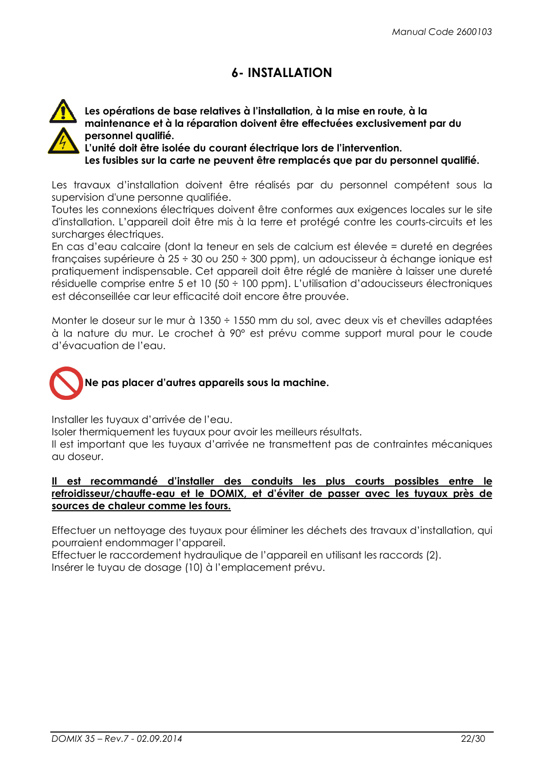# 6- INSTALLATION

**Les opérations de base relatives à l'installation, à la mise en route, à la maintenance et à la réparation doivent être effectuées exclusivement par du personnel qualifié.**
**L'unité doit être isolée du courant électrique lors de l'intervention.**
**Les fusibles sur la carte ne peuvent être remplacés que par du personnel qualifié.**

Les travaux d'installation doivent être réalisés par du personnel compétent sous la supervision d'une personne qualifiée.
Toutes les connexions électriques doivent être conformes aux exigences locales sur le site d'installation. L'appareil doit être mis à la terre et protégé contre les courts-circuits et les surcharges électriques.
En cas d'eau calcaire (dont la teneur en sels de calcium est élevée = dureté en degrées françaises supérieure à 25 ÷ 30 ou 250 ÷ 300 ppm), un adoucisseur à échange ionique est pratiquement indispensable. Cet appareil doit être réglé de manière à laisser une dureté résiduelle comprise entre 5 et 10 (50 ÷ 100 ppm). L'utilisation d'adoucisseurs électroniques est déconseillée car leur efficacité doit encore être prouvée.

Monter le doseur sur le mur à 1350 ÷ 1550 mm du sol, avec deux vis et chevilles adaptées à la nature du mur. Le crochet à 90° est prévu comme support mural pour le coude d'évacuation de l'eau.

**Ne pas placer d'autres appareils sous la machine.**

Installer les tuyaux d'arrivée de l'eau.
Isoler thermiquement les tuyaux pour avoir les meilleurs résultats.
Il est important que les tuyaux d'arrivée ne transmettent pas de contraintes mécaniques au doseur.

**<u>Il est recommandé d'installer des conduits les plus courts possibles entre le refroidisseur/chauffe-eau et le DOMIX, et d'éviter de passer avec les tuyaux près de sources de chaleur comme les fours.</u>**

Effectuer un nettoyage des tuyaux pour éliminer les déchets des travaux d'installation, qui pourraient endommager l'appareil.
Effectuer le raccordement hydraulique de l'appareil en utilisant les raccords (2).
Insérer le tuyau de dosage (10) à l'emplacement prévu.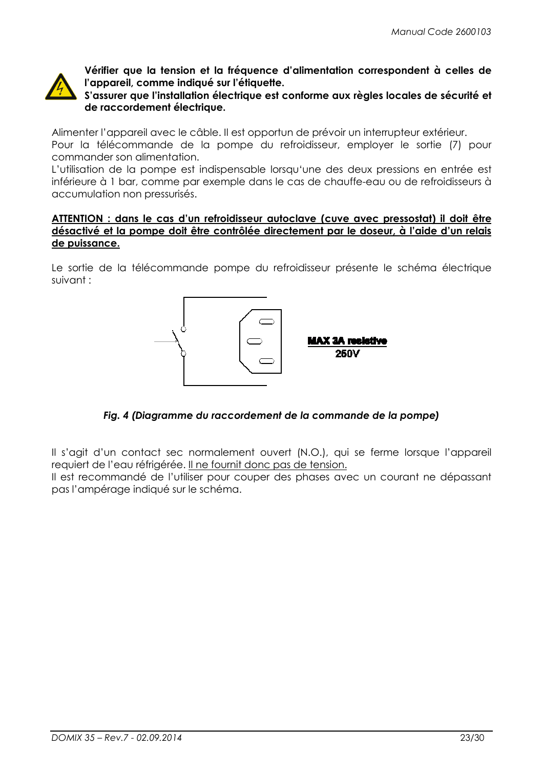**Vérifier que la tension et la fréquence d'alimentation correspondent à celles de l'appareil, comme indiqué sur l'étiquette.**
**S'assurer que l'installation électrique est conforme aux règles locales de sécurité et de raccordement électrique.**

Alimenter l'appareil avec le câble. Il est opportun de prévoir un interrupteur extérieur.
Pour la télécommande de la pompe du refroidisseur, employer le sortie (7) pour commander son alimentation.
L'utilisation de la pompe est indispensable lorsqu'une des deux pressions en entrée est inférieure à 1 bar, comme par exemple dans le cas de chauffe-eau ou de refroidisseurs à accumulation non pressurisés.

**ATTENTION : dans le cas d'un refroidisseur autoclave (cuve avec pressostat) il doit être désactivé et la pompe doit être contrôlée directement par le doseur, à l'aide d'un relais de puissance.**

Le sortie de la télécommande pompe du refroidisseur présente le schéma électrique suivant :

MAX 3A resistive
250V

*Fig. 4 (Diagramme du raccordement de la commande de la pompe)*

Il s'agit d'un contact sec normalement ouvert (N.O.), qui se ferme lorsque l'appareil requiert de l'eau réfrigérée. Il ne fournit donc pas de tension.
Il est recommandé de l'utiliser pour couper des phases avec un courant ne dépassant pas l'ampérage indiqué sur le schéma.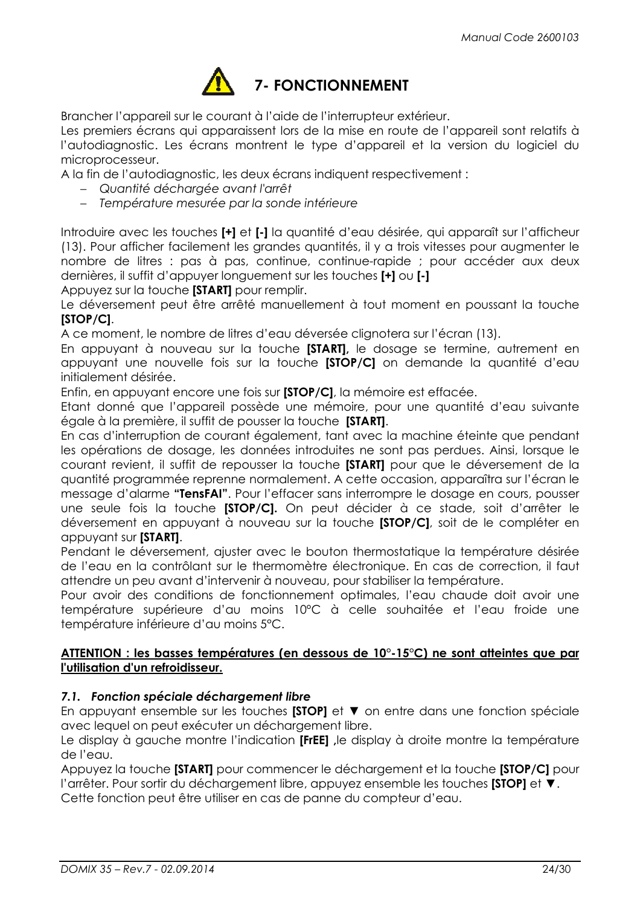# 7- FONCTIONNEMENT

Brancher l'appareil sur le courant à l'aide de l'interrupteur extérieur.
Les premiers écrans qui apparaissent lors de la mise en route de l'appareil sont relatifs à l'autodiagnostic. Les écrans montrent le type d'appareil et la version du logiciel du microprocesseur.
A la fin de l'autodiagnostic, les deux écrans indiquent respectivement :

- *Quantité déchargée avant l'arrêt*
- *Température mesurée par la sonde intérieure*

Introduire avec les touches **[+]** et **[-]** la quantité d'eau désirée, qui apparaît sur l'afficheur (13). Pour afficher facilement les grandes quantités, il y a trois vitesses pour augmenter le nombre de litres : pas à pas, continue, continue-rapide ; pour accéder aux deux dernières, il suffit d'appuyer longuement sur les touches **[+]** ou **[-]**
Appuyez sur la touche **[START]** pour remplir.
Le déversement peut être arrêté manuellement à tout moment en poussant la touche **[STOP/C]**.
A ce moment, le nombre de litres d'eau déversée clignotera sur l'écran (13).
En appuyant à nouveau sur la touche **[START],** le dosage se termine, autrement en appuyant une nouvelle fois sur la touche **[STOP/C]** on demande la quantité d'eau initialement désirée.
Enfin, en appuyant encore une fois sur **[STOP/C]**, la mémoire est effacée.
Etant donné que l'appareil possède une mémoire, pour une quantité d'eau suivante égale à la première, il suffit de pousser la touche **[START]**.
En cas d'interruption de courant également, tant avec la machine éteinte que pendant les opérations de dosage, les données introduites ne sont pas perdues. Ainsi, lorsque le courant revient, il suffit de repousser la touche **[START]** pour que le déversement de la quantité programmée reprenne normalement. A cette occasion, apparaîtra sur l'écran le message d'alarme **"TensFAI"**. Pour l'effacer sans interrompre le dosage en cours, pousser une seule fois la touche **[STOP/C].** On peut décider à ce stade, soit d'arrêter le déversement en appuyant à nouveau sur la touche **[STOP/C]**, soit de le compléter en appuyant sur **[START]**.
Pendant le déversement, ajuster avec le bouton thermostatique la température désirée de l'eau en la contrôlant sur le thermomètre électronique. En cas de correction, il faut attendre un peu avant d'intervenir à nouveau, pour stabiliser la température.
Pour avoir des conditions de fonctionnement optimales, l'eau chaude doit avoir une température supérieure d'au moins 10°C à celle souhaitée et l'eau froide une température inférieure d'au moins 5°C.

**ATTENTION : les basses températures (en dessous de 10°-15°C) ne sont atteintes que par l'utilisation d'un refroidisseur.**

### *7.1. Fonction spéciale déchargement libre*

En appuyant ensemble sur les touches **[STOP]** et ▼ on entre dans une fonction spéciale avec lequel on peut exécuter un déchargement libre.
Le display à gauche montre l'indication **[FrEE]** ,le display à droite montre la température de l'eau.
Appuyez la touche **[START]** pour commencer le déchargement et la touche **[STOP/C]** pour l'arrêter. Pour sortir du déchargement libre, appuyez ensemble les touches **[STOP]** et ▼.
Cette fonction peut être utiliser en cas de panne du compteur d'eau.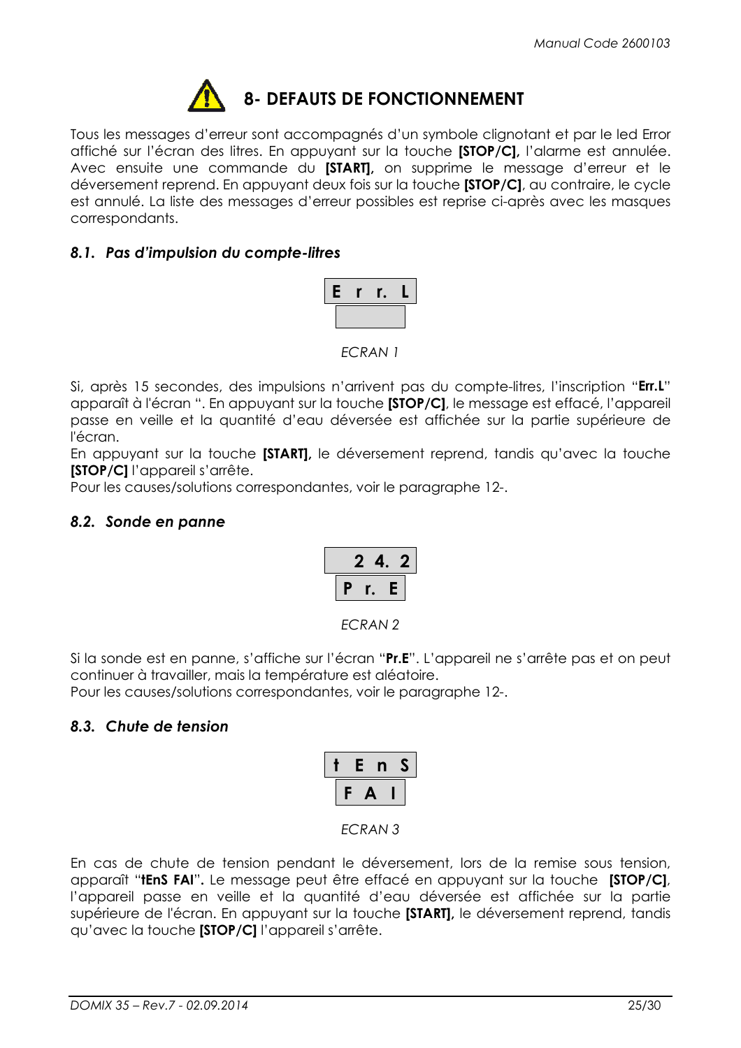# 8- DEFAUTS DE FONCTIONNEMENT

Tous les messages d'erreur sont accompagnés d'un symbole clignotant et par le led Error affiché sur l'écran des litres. En appuyant sur la touche **[STOP/C],** l'alarme est annulée. Avec ensuite une commande du **[START],** on supprime le message d'erreur et le déversement reprend. En appuyant deux fois sur la touche **[STOP/C]**, au contraire, le cycle est annulé. La liste des messages d'erreur possibles est reprise ci-après avec les masques correspondants.

### *8.1. Pas d'impulsion du compte-litres*

| E r r. L |
|---|
| |

*ECRAN 1*

Si, après 15 secondes, des impulsions n'arrivent pas du compte-litres, l'inscription "**Err.L**" apparaît à l'écran ". En appuyant sur la touche **[STOP/C]**, le message est effacé, l'appareil passe en veille et la quantité d'eau déversée est affichée sur la partie supérieure de l'écran.

En appuyant sur la touche **[START],** le déversement reprend, tandis qu'avec la touche **[STOP/C]** l'appareil s'arrête.

Pour les causes/solutions correspondantes, voir le paragraphe 12-.

### *8.2. Sonde en panne*

| 2 4. 2 |
|---|
| P r. E |

*ECRAN 2*

Si la sonde est en panne, s'affiche sur l'écran "**Pr.E**". L'appareil ne s'arrête pas et on peut continuer à travailler, mais la température est aléatoire.

Pour les causes/solutions correspondantes, voir le paragraphe 12-.

### *8.3. Chute de tension*

| t E n S |
|---|
| F A I |

*ECRAN 3*

En cas de chute de tension pendant le déversement, lors de la remise sous tension, apparaît "**tEnS FAI**"**.** Le message peut être effacé en appuyant sur la touche **[STOP/C]**, l'appareil passe en veille et la quantité d'eau déversée est affichée sur la partie supérieure de l'écran. En appuyant sur la touche **[START],** le déversement reprend, tandis qu'avec la touche **[STOP/C]** l'appareil s'arrête.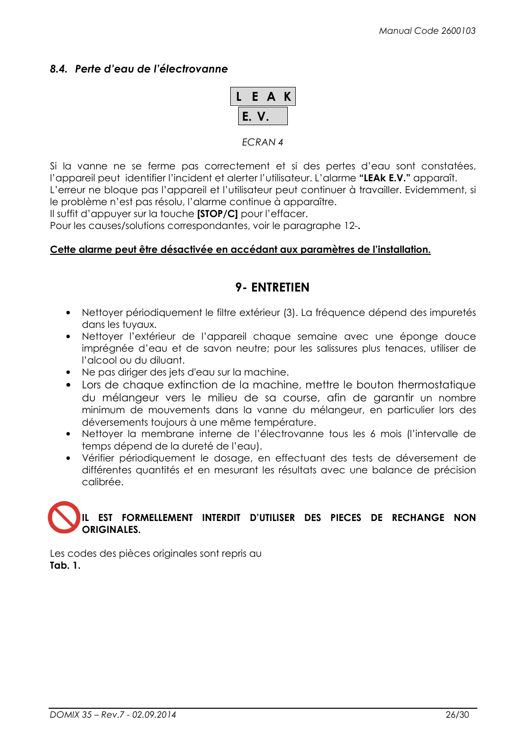### *8.4. Perte d'eau de l'électrovanne*

| L E A K |
|---|
| E. V. |

*ECRAN 4*

Si la vanne ne se ferme pas correctement et si des pertes d'eau sont constatées, l'appareil peut identifier l'incident et alerter l'utilisateur. L'alarme **"LEAk E.V."** apparaît.
L'erreur ne bloque pas l'appareil et l'utilisateur peut continuer à travailler. Evidemment, si le problème n'est pas résolu, l'alarme continue à apparaître.
Il suffit d'appuyer sur la touche **[STOP/C]** pour l'effacer.
Pour les causes/solutions correspondantes, voir le paragraphe 12-.

**<u>Cette alarme peut être désactivée en accédant aux paramètres de l'installation.</u>**

## 9- ENTRETIEN

- Nettoyer périodiquement le filtre extérieur (3). La fréquence dépend des impuretés dans les tuyaux.
- Nettoyer l'extérieur de l'appareil chaque semaine avec une éponge douce imprégnée d'eau et de savon neutre; pour les salissures plus tenaces, utiliser de l'alcool ou du diluant.
- Ne pas diriger des jets d'eau sur la machine.
- Lors de chaque extinction de la machine, mettre le bouton thermostatique du mélangeur vers le milieu de sa course, afin de garantir un nombre minimum de mouvements dans la vanne du mélangeur, en particulier lors des déversements toujours à une même température.
- Nettoyer la membrane interne de l'électrovanne tous les 6 mois (l'intervalle de temps dépend de la dureté de l'eau).
- Vérifier périodiquement le dosage, en effectuant des tests de déversement de différentes quantités et en mesurant les résultats avec une balance de précision calibrée.

**IL EST FORMELLEMENT INTERDIT D'UTILISER DES PIECES DE RECHANGE NON ORIGINALES.**

Les codes des pièces originales sont repris au
**Tab. 1.**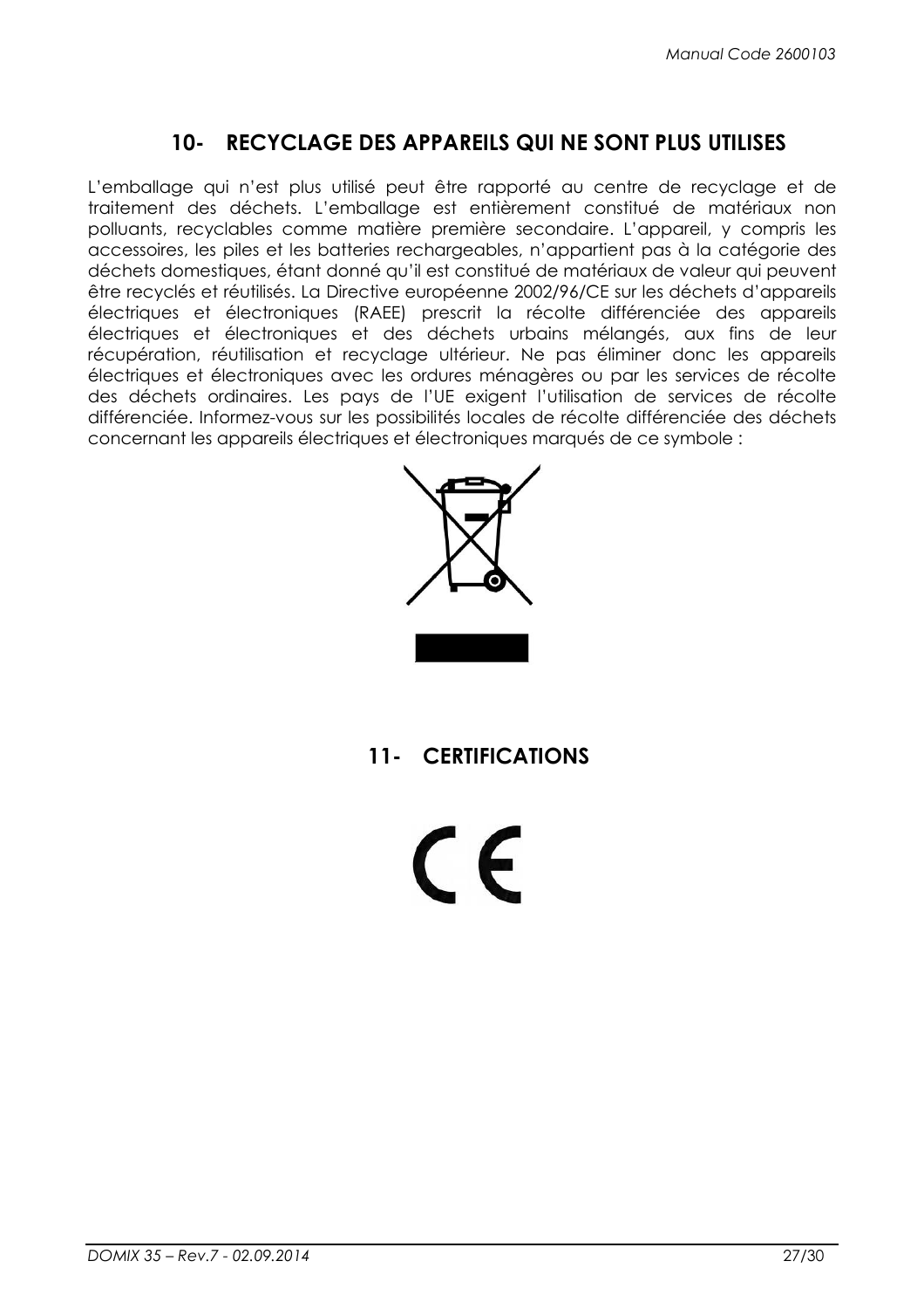## 10- RECYCLAGE DES APPAREILS QUI NE SONT PLUS UTILISES

L'emballage qui n'est plus utilisé peut être rapporté au centre de recyclage et de traitement des déchets. L'emballage est entièrement constitué de matériaux non polluants, recyclables comme matière première secondaire. L'appareil, y compris les accessoires, les piles et les batteries rechargeables, n'appartient pas à la catégorie des déchets domestiques, étant donné qu'il est constitué de matériaux de valeur qui peuvent être recyclés et réutilisés. La Directive européenne 2002/96/CE sur les déchets d'appareils électriques et électroniques (RAEE) prescrit la récolte différenciée des appareils électriques et électroniques et des déchets urbains mélangés, aux fins de leur récupération, réutilisation et recyclage ultérieur. Ne pas éliminer donc les appareils électriques et électroniques avec les ordures ménagères ou par les services de récolte des déchets ordinaires. Les pays de l'UE exigent l'utilisation de services de récolte différenciée. Informez-vous sur les possibilités locales de récolte différenciée des déchets concernant les appareils électriques et électroniques marqués de ce symbole :

## 11- CERTIFICATIONS

CE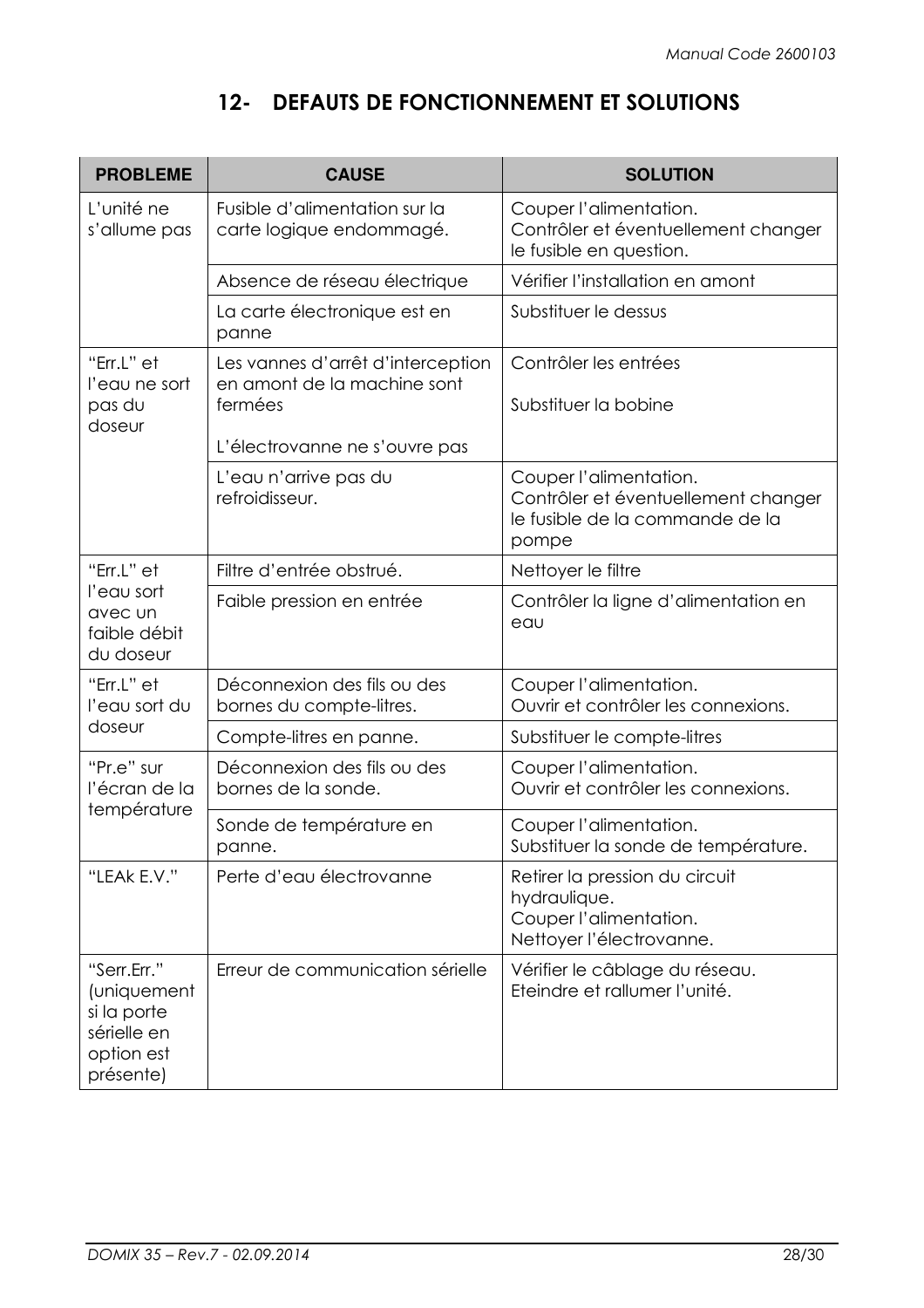## 12- DEFAUTS DE FONCTIONNEMENT ET SOLUTIONS

| PROBLEME | CAUSE | SOLUTION |
|---|---|---|
| L'unité ne s'allume pas | Fusible d'alimentation sur la carte logique endommagé. | Couper l'alimentation.<br>Contrôler et éventuellement changer le fusible en question. |
| | Absence de réseau électrique | Vérifier l'installation en amont |
| | La carte électronique est en panne | Substituer le dessus |
| "Err.L" et l'eau ne sort pas du doseur | Les vannes d'arrêt d'interception en amont de la machine sont fermées<br><br>L'électrovanne ne s'ouvre pas | Contrôler les entrées<br><br>Substituer la bobine |
| | L'eau n'arrive pas du refroidisseur. | Couper l'alimentation.<br>Contrôler et éventuellement changer le fusible de la commande de la pompe |
| "Err.L" et l'eau sort avec un faible débit du doseur | Filtre d'entrée obstrué. | Nettoyer le filtre |
| | Faible pression en entrée | Contrôler la ligne d'alimentation en eau |
| "Err.L" et l'eau sort du doseur | Déconnexion des fils ou des bornes du compte-litres. | Couper l'alimentation.<br>Ouvrir et contrôler les connexions. |
| | Compte-litres en panne. | Substituer le compte-litres |
| "Pr.e" sur l'écran de la température | Déconnexion des fils ou des bornes de la sonde. | Couper l'alimentation.<br>Ouvrir et contrôler les connexions. |
| | Sonde de température en panne. | Couper l'alimentation.<br>Substituer la sonde de température. |
| "LEAk E.V." | Perte d'eau électrovanne | Retirer la pression du circuit hydraulique.<br>Couper l'alimentation.<br>Nettoyer l'électrovanne. |
| "Serr.Err." (uniquement si la porte sérielle en option est présente) | Erreur de communication sérielle | Vérifier le câblage du réseau.<br>Eteindre et rallumer l'unité. |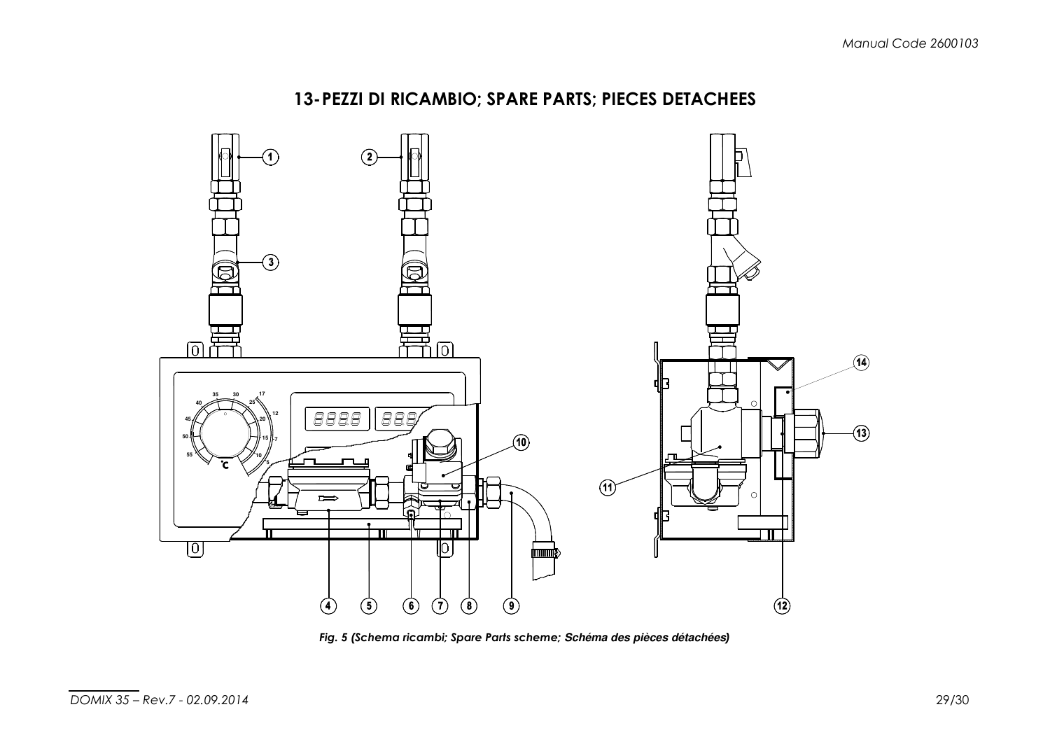## 13- PEZZI DI RICAMBIO; SPARE PARTS; PIECES DETACHEES

*Fig. 5 (Schema ricambi; Spare Parts scheme; Schéma des pièces détachées)*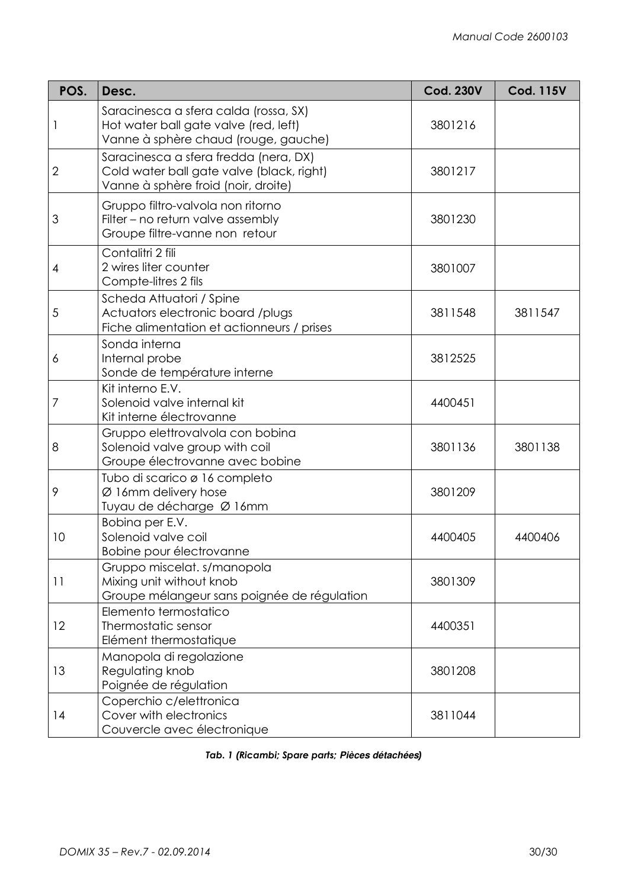| POS. | Desc. | Cod. 230V | Cod. 115V |
|---|---|---|---|
| 1 | Saracinesca a sfera calda (rossa, SX)<br>Hot water ball gate valve (red, left)<br>Vanne à sphère chaud (rouge, gauche) | 3801216 | |
| 2 | Saracinesca a sfera fredda (nera, DX)<br>Cold water ball gate valve (black, right)<br>Vanne à sphère froid (noir, droite) | 3801217 | |
| 3 | Gruppo filtro-valvola non ritorno<br>Filter – no return valve assembly<br>Groupe filtre-vanne non retour | 3801230 | |
| 4 | Contalitri 2 fili<br>2 wires liter counter<br>Compte-litres 2 fils | 3801007 | |
| 5 | Scheda Attuatori / Spine<br>Actuators electronic board /plugs<br>Fiche alimentation et actionneurs / prises | 3811548 | 3811547 |
| 6 | Sonda interna<br>Internal probe<br>Sonde de température interne | 3812525 | |
| 7 | Kit interno E.V.<br>Solenoid valve internal kit<br>Kit interne électrovanne | 4400451 | |
| 8 | Gruppo elettrovalvola con bobina<br>Solenoid valve group with coil<br>Groupe électrovanne avec bobine | 3801136 | 3801138 |
| 9 | Tubo di scarico ø 16 completo<br>Ø 16mm delivery hose<br>Tuyau de décharge Ø 16mm | 3801209 | |
| 10 | Bobina per E.V.<br>Solenoid valve coil<br>Bobine pour électrovanne | 4400405 | 4400406 |
| 11 | Gruppo miscelat. s/manopola<br>Mixing unit without knob<br>Groupe mélangeur sans poignée de régulation | 3801309 | |
| 12 | Elemento termostatico<br>Thermostatic sensor<br>Elément thermostatique | 4400351 | |
| 13 | Manopola di regolazione<br>Regulating knob<br>Poignée de régulation | 3801208 | |
| 14 | Coperchio c/elettronica<br>Cover with electronics<br>Couvercle avec électronique | 3811044 | |

***Tab. 1 (Ricambi; Spare parts; Pièces détachées)***